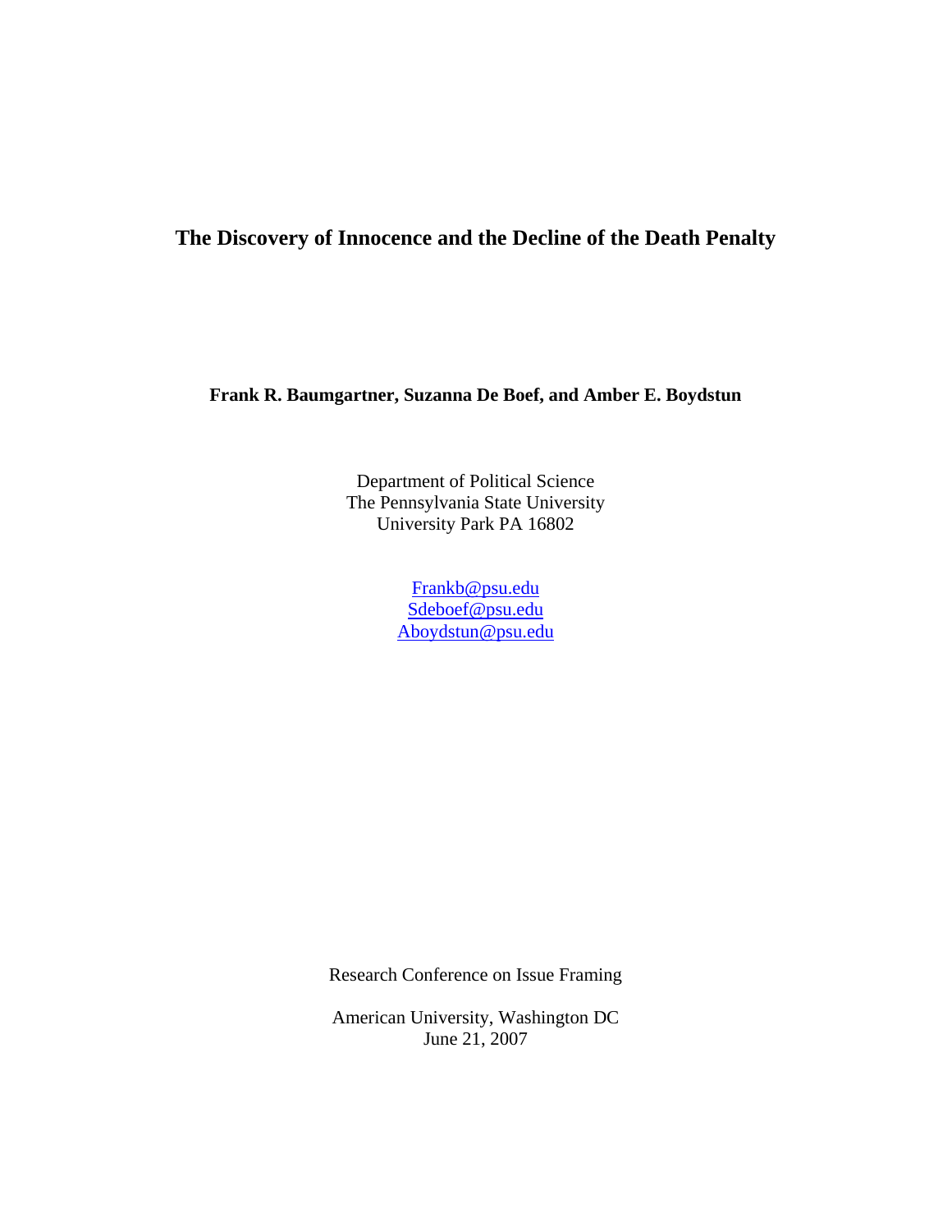# The Discovery of Innocence and the Decline of the Death Penalty

**Frank R. Baumgartner, Suzanna De Boef, and Amber E. Boydstun**

Department of Political Science
The Pennsylvania State University
University Park PA 16802

Frankb@psu.edu
Sdeboef@psu.edu
Aboydstun@psu.edu

Research Conference on Issue Framing

American University, Washington DC
June 21, 2007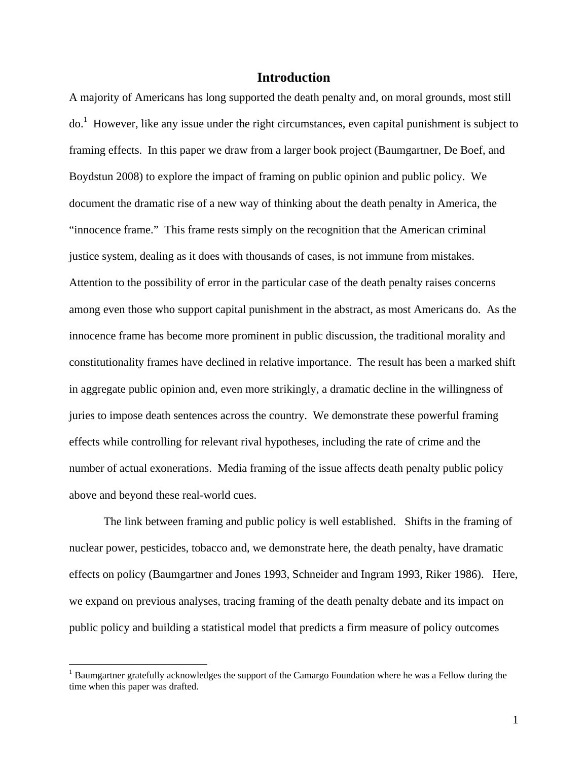## Introduction

A majority of Americans has long supported the death penalty and, on moral grounds, most still do.[1] However, like any issue under the right circumstances, even capital punishment is subject to framing effects. In this paper we draw from a larger book project (Baumgartner, De Boef, and Boydstun 2008) to explore the impact of framing on public opinion and public policy. We document the dramatic rise of a new way of thinking about the death penalty in America, the "innocence frame." This frame rests simply on the recognition that the American criminal justice system, dealing as it does with thousands of cases, is not immune from mistakes. Attention to the possibility of error in the particular case of the death penalty raises concerns among even those who support capital punishment in the abstract, as most Americans do. As the innocence frame has become more prominent in public discussion, the traditional morality and constitutionality frames have declined in relative importance. The result has been a marked shift in aggregate public opinion and, even more strikingly, a dramatic decline in the willingness of juries to impose death sentences across the country. We demonstrate these powerful framing effects while controlling for relevant rival hypotheses, including the rate of crime and the number of actual exonerations. Media framing of the issue affects death penalty public policy above and beyond these real-world cues.

The link between framing and public policy is well established. Shifts in the framing of nuclear power, pesticides, tobacco and, we demonstrate here, the death penalty, have dramatic effects on policy (Baumgartner and Jones 1993, Schneider and Ingram 1993, Riker 1986). Here, we expand on previous analyses, tracing framing of the death penalty debate and its impact on public policy and building a statistical model that predicts a firm measure of policy outcomes

---

[1] Baumgartner gratefully acknowledges the support of the Camargo Foundation where he was a Fellow during the time when this paper was drafted.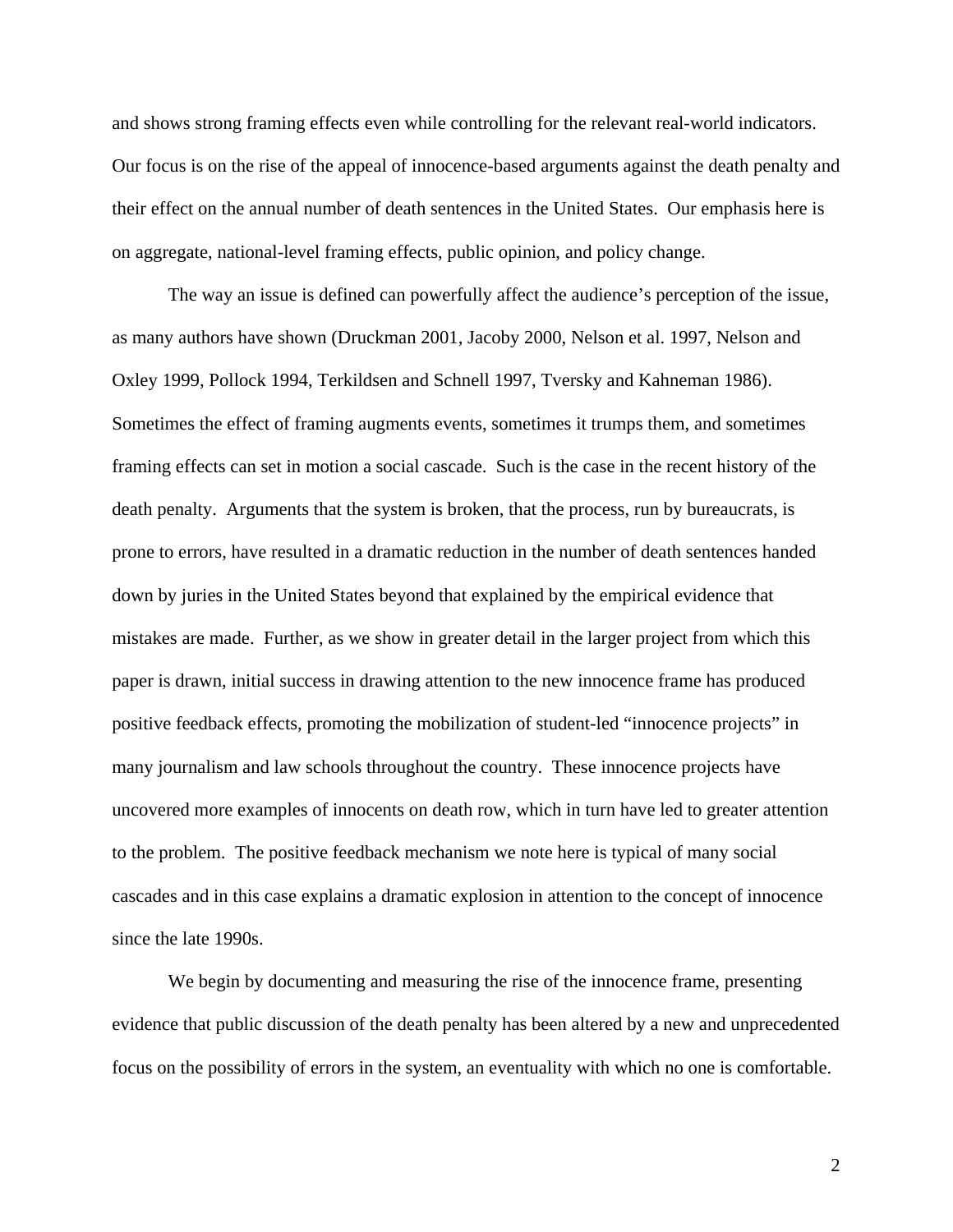and shows strong framing effects even while controlling for the relevant real-world indicators. Our focus is on the rise of the appeal of innocence-based arguments against the death penalty and their effect on the annual number of death sentences in the United States. Our emphasis here is on aggregate, national-level framing effects, public opinion, and policy change.

The way an issue is defined can powerfully affect the audience's perception of the issue, as many authors have shown (Druckman 2001, Jacoby 2000, Nelson et al. 1997, Nelson and Oxley 1999, Pollock 1994, Terkildsen and Schnell 1997, Tversky and Kahneman 1986). Sometimes the effect of framing augments events, sometimes it trumps them, and sometimes framing effects can set in motion a social cascade. Such is the case in the recent history of the death penalty. Arguments that the system is broken, that the process, run by bureaucrats, is prone to errors, have resulted in a dramatic reduction in the number of death sentences handed down by juries in the United States beyond that explained by the empirical evidence that mistakes are made. Further, as we show in greater detail in the larger project from which this paper is drawn, initial success in drawing attention to the new innocence frame has produced positive feedback effects, promoting the mobilization of student-led "innocence projects" in many journalism and law schools throughout the country. These innocence projects have uncovered more examples of innocents on death row, which in turn have led to greater attention to the problem. The positive feedback mechanism we note here is typical of many social cascades and in this case explains a dramatic explosion in attention to the concept of innocence since the late 1990s.

We begin by documenting and measuring the rise of the innocence frame, presenting evidence that public discussion of the death penalty has been altered by a new and unprecedented focus on the possibility of errors in the system, an eventuality with which no one is comfortable.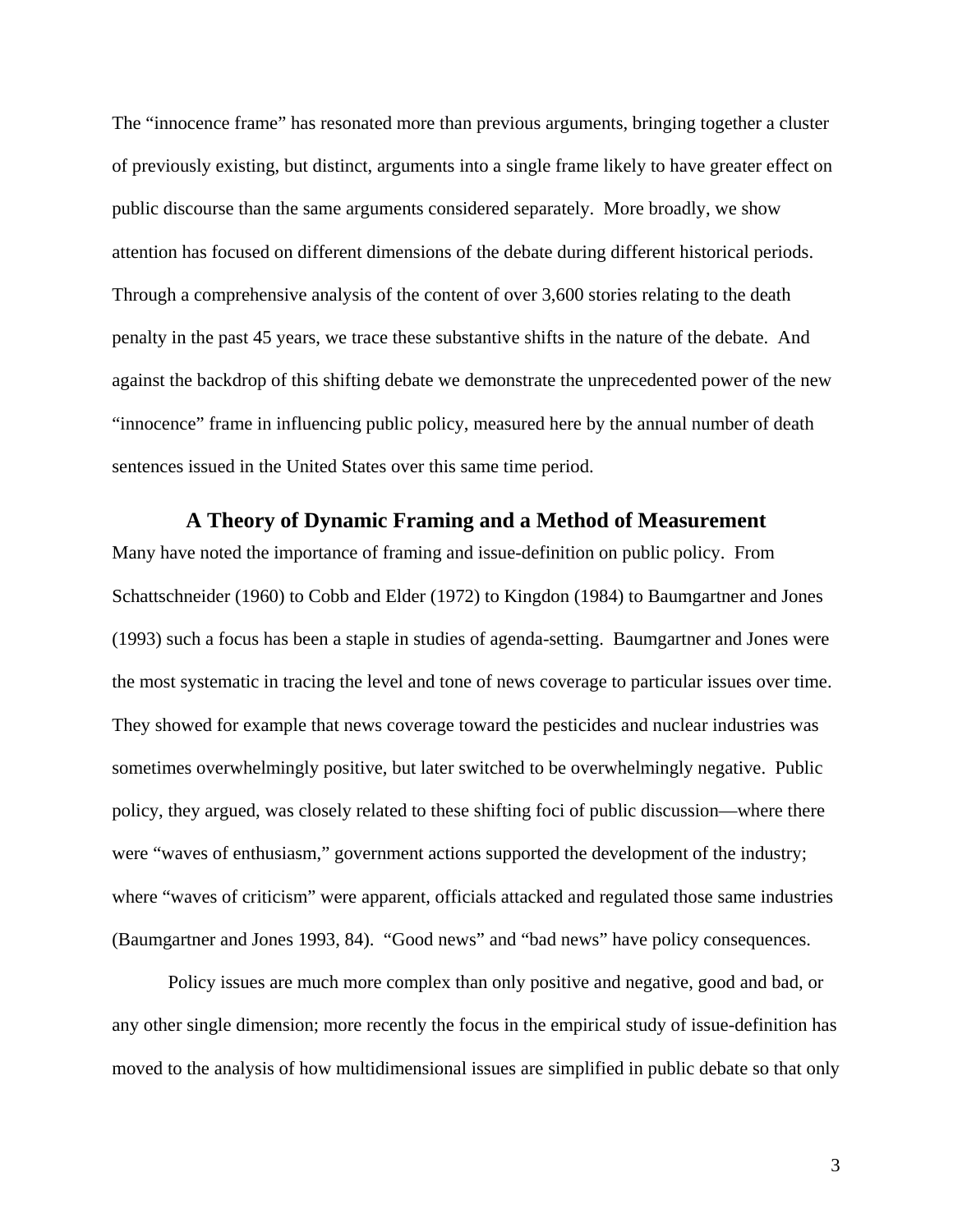The "innocence frame" has resonated more than previous arguments, bringing together a cluster of previously existing, but distinct, arguments into a single frame likely to have greater effect on public discourse than the same arguments considered separately. More broadly, we show attention has focused on different dimensions of the debate during different historical periods. Through a comprehensive analysis of the content of over 3,600 stories relating to the death penalty in the past 45 years, we trace these substantive shifts in the nature of the debate. And against the backdrop of this shifting debate we demonstrate the unprecedented power of the new "innocence" frame in influencing public policy, measured here by the annual number of death sentences issued in the United States over this same time period.

## A Theory of Dynamic Framing and a Method of Measurement

Many have noted the importance of framing and issue-definition on public policy. From Schattschneider (1960) to Cobb and Elder (1972) to Kingdon (1984) to Baumgartner and Jones (1993) such a focus has been a staple in studies of agenda-setting. Baumgartner and Jones were the most systematic in tracing the level and tone of news coverage to particular issues over time. They showed for example that news coverage toward the pesticides and nuclear industries was sometimes overwhelmingly positive, but later switched to be overwhelmingly negative. Public policy, they argued, was closely related to these shifting foci of public discussion—where there were "waves of enthusiasm," government actions supported the development of the industry; where "waves of criticism" were apparent, officials attacked and regulated those same industries (Baumgartner and Jones 1993, 84). "Good news" and "bad news" have policy consequences.

Policy issues are much more complex than only positive and negative, good and bad, or any other single dimension; more recently the focus in the empirical study of issue-definition has moved to the analysis of how multidimensional issues are simplified in public debate so that only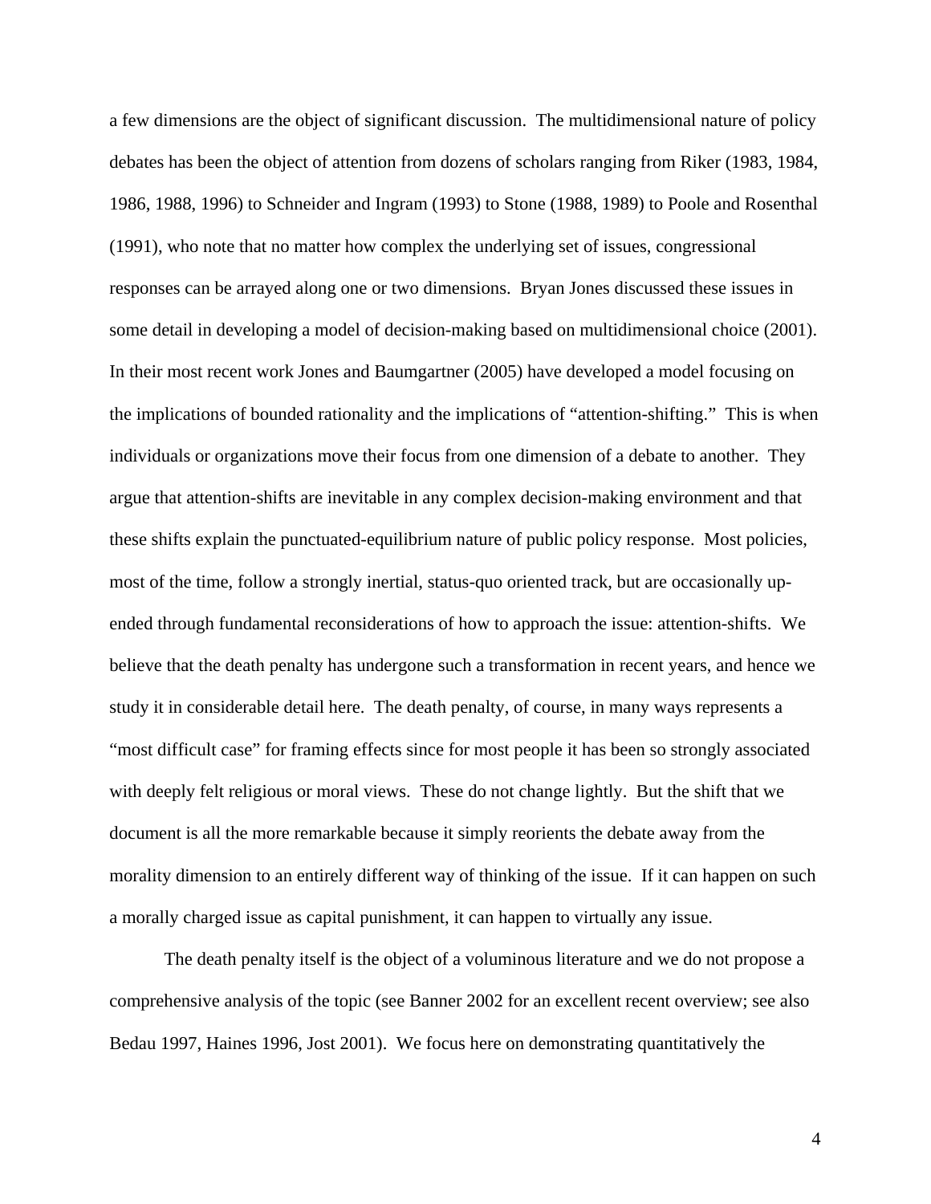a few dimensions are the object of significant discussion. The multidimensional nature of policy debates has been the object of attention from dozens of scholars ranging from Riker (1983, 1984, 1986, 1988, 1996) to Schneider and Ingram (1993) to Stone (1988, 1989) to Poole and Rosenthal (1991), who note that no matter how complex the underlying set of issues, congressional responses can be arrayed along one or two dimensions. Bryan Jones discussed these issues in some detail in developing a model of decision-making based on multidimensional choice (2001). In their most recent work Jones and Baumgartner (2005) have developed a model focusing on the implications of bounded rationality and the implications of "attention-shifting." This is when individuals or organizations move their focus from one dimension of a debate to another. They argue that attention-shifts are inevitable in any complex decision-making environment and that these shifts explain the punctuated-equilibrium nature of public policy response. Most policies, most of the time, follow a strongly inertial, status-quo oriented track, but are occasionally up-ended through fundamental reconsiderations of how to approach the issue: attention-shifts. We believe that the death penalty has undergone such a transformation in recent years, and hence we study it in considerable detail here. The death penalty, of course, in many ways represents a "most difficult case" for framing effects since for most people it has been so strongly associated with deeply felt religious or moral views. These do not change lightly. But the shift that we document is all the more remarkable because it simply reorients the debate away from the morality dimension to an entirely different way of thinking of the issue. If it can happen on such a morally charged issue as capital punishment, it can happen to virtually any issue.

The death penalty itself is the object of a voluminous literature and we do not propose a comprehensive analysis of the topic (see Banner 2002 for an excellent recent overview; see also Bedau 1997, Haines 1996, Jost 2001). We focus here on demonstrating quantitatively the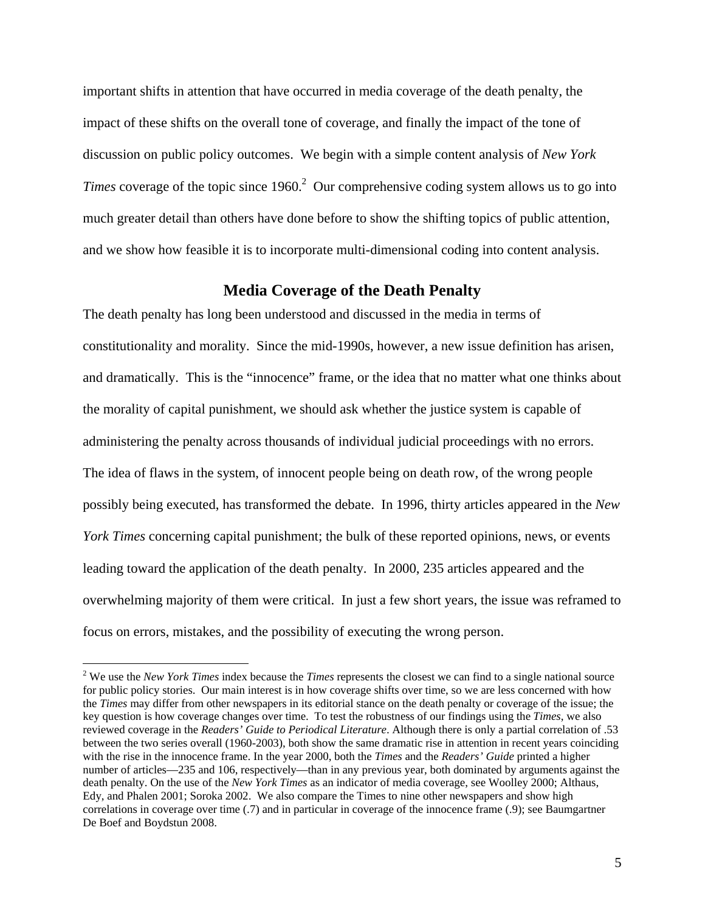important shifts in attention that have occurred in media coverage of the death penalty, the impact of these shifts on the overall tone of coverage, and finally the impact of the tone of discussion on public policy outcomes. We begin with a simple content analysis of *New York Times* coverage of the topic since 1960.[2] Our comprehensive coding system allows us to go into much greater detail than others have done before to show the shifting topics of public attention, and we show how feasible it is to incorporate multi-dimensional coding into content analysis.

## Media Coverage of the Death Penalty

The death penalty has long been understood and discussed in the media in terms of constitutionality and morality. Since the mid-1990s, however, a new issue definition has arisen, and dramatically. This is the "innocence" frame, or the idea that no matter what one thinks about the morality of capital punishment, we should ask whether the justice system is capable of administering the penalty across thousands of individual judicial proceedings with no errors. The idea of flaws in the system, of innocent people being on death row, of the wrong people possibly being executed, has transformed the debate. In 1996, thirty articles appeared in the *New York Times* concerning capital punishment; the bulk of these reported opinions, news, or events leading toward the application of the death penalty. In 2000, 235 articles appeared and the overwhelming majority of them were critical. In just a few short years, the issue was reframed to focus on errors, mistakes, and the possibility of executing the wrong person.

---

[2] We use the *New York Times* index because the *Times* represents the closest we can find to a single national source for public policy stories. Our main interest is in how coverage shifts over time, so we are less concerned with how the *Times* may differ from other newspapers in its editorial stance on the death penalty or coverage of the issue; the key question is how coverage changes over time. To test the robustness of our findings using the *Times*, we also reviewed coverage in the *Readers' Guide to Periodical Literature*. Although there is only a partial correlation of .53 between the two series overall (1960-2003), both show the same dramatic rise in attention in recent years coinciding with the rise in the innocence frame. In the year 2000, both the *Times* and the *Readers' Guide* printed a higher number of articles—235 and 106, respectively—than in any previous year, both dominated by arguments against the death penalty. On the use of the *New York Times* as an indicator of media coverage, see Woolley 2000; Althaus, Edy, and Phalen 2001; Soroka 2002. We also compare the Times to nine other newspapers and show high correlations in coverage over time (.7) and in particular in coverage of the innocence frame (.9); see Baumgartner De Boef and Boydstun 2008.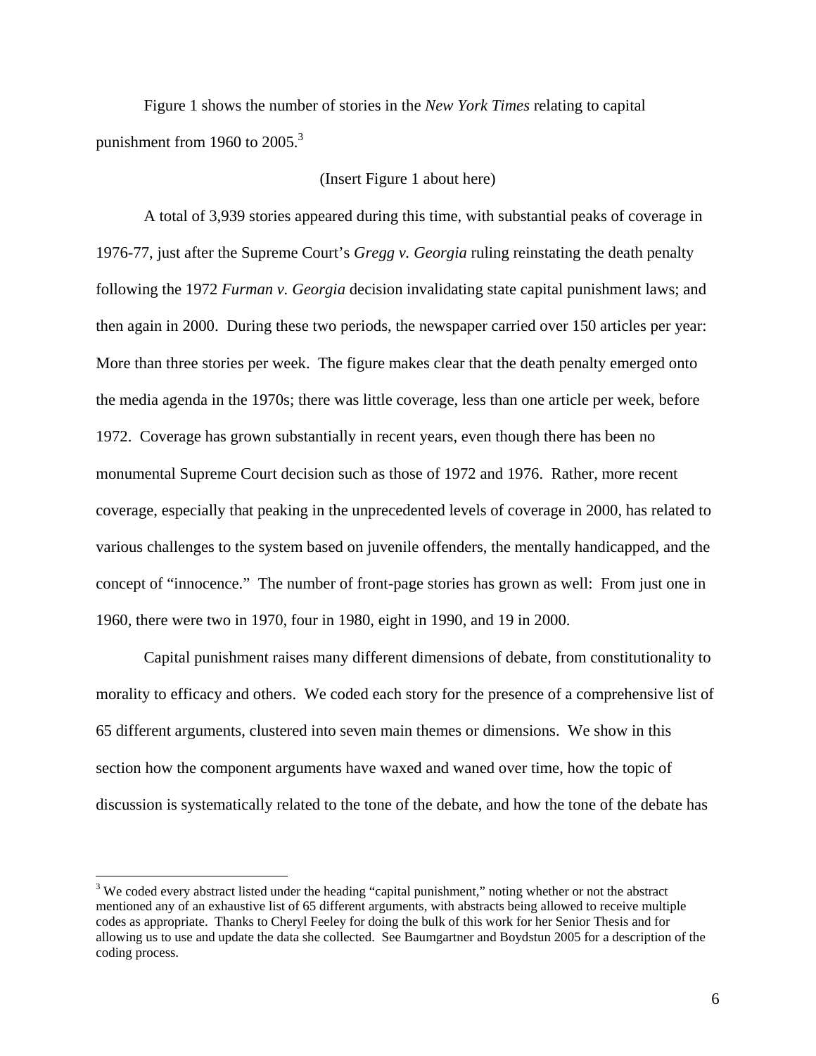Figure 1 shows the number of stories in the *New York Times* relating to capital punishment from 1960 to 2005.[3]

(Insert Figure 1 about here)

A total of 3,939 stories appeared during this time, with substantial peaks of coverage in 1976-77, just after the Supreme Court's *Gregg v. Georgia* ruling reinstating the death penalty following the 1972 *Furman v. Georgia* decision invalidating state capital punishment laws; and then again in 2000. During these two periods, the newspaper carried over 150 articles per year: More than three stories per week. The figure makes clear that the death penalty emerged onto the media agenda in the 1970s; there was little coverage, less than one article per week, before 1972. Coverage has grown substantially in recent years, even though there has been no monumental Supreme Court decision such as those of 1972 and 1976. Rather, more recent coverage, especially that peaking in the unprecedented levels of coverage in 2000, has related to various challenges to the system based on juvenile offenders, the mentally handicapped, and the concept of "innocence." The number of front-page stories has grown as well: From just one in 1960, there were two in 1970, four in 1980, eight in 1990, and 19 in 2000.

Capital punishment raises many different dimensions of debate, from constitutionality to morality to efficacy and others. We coded each story for the presence of a comprehensive list of 65 different arguments, clustered into seven main themes or dimensions. We show in this section how the component arguments have waxed and waned over time, how the topic of discussion is systematically related to the tone of the debate, and how the tone of the debate has

[3] We coded every abstract listed under the heading "capital punishment," noting whether or not the abstract mentioned any of an exhaustive list of 65 different arguments, with abstracts being allowed to receive multiple codes as appropriate. Thanks to Cheryl Feeley for doing the bulk of this work for her Senior Thesis and for allowing us to use and update the data she collected. See Baumgartner and Boydstun 2005 for a description of the coding process.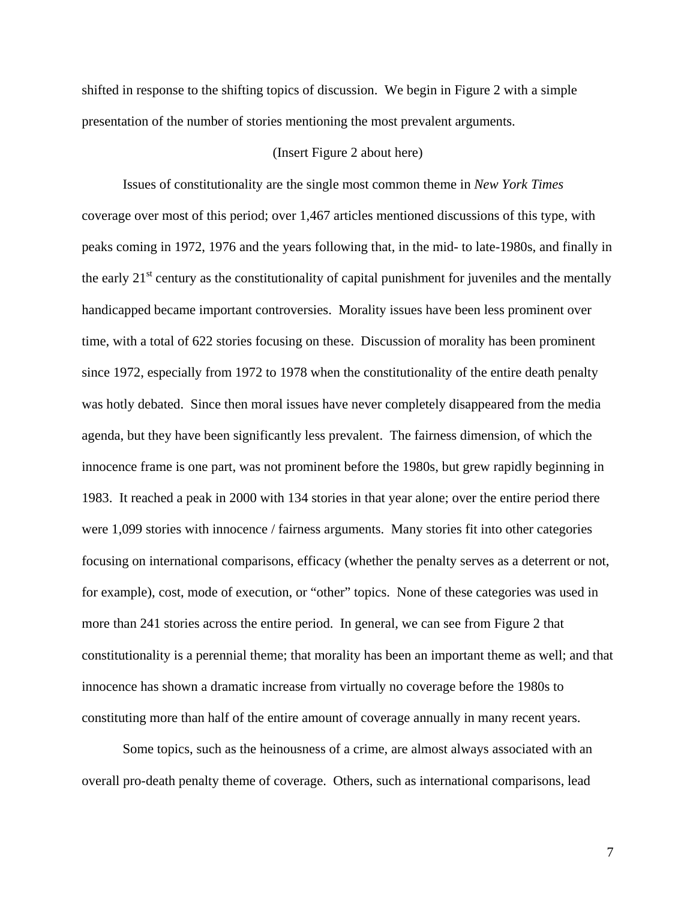shifted in response to the shifting topics of discussion. We begin in Figure 2 with a simple presentation of the number of stories mentioning the most prevalent arguments.

(Insert Figure 2 about here)

Issues of constitutionality are the single most common theme in *New York Times* coverage over most of this period; over 1,467 articles mentioned discussions of this type, with peaks coming in 1972, 1976 and the years following that, in the mid- to late-1980s, and finally in the early 21st century as the constitutionality of capital punishment for juveniles and the mentally handicapped became important controversies. Morality issues have been less prominent over time, with a total of 622 stories focusing on these. Discussion of morality has been prominent since 1972, especially from 1972 to 1978 when the constitutionality of the entire death penalty was hotly debated. Since then moral issues have never completely disappeared from the media agenda, but they have been significantly less prevalent. The fairness dimension, of which the innocence frame is one part, was not prominent before the 1980s, but grew rapidly beginning in 1983. It reached a peak in 2000 with 134 stories in that year alone; over the entire period there were 1,099 stories with innocence / fairness arguments. Many stories fit into other categories focusing on international comparisons, efficacy (whether the penalty serves as a deterrent or not, for example), cost, mode of execution, or "other" topics. None of these categories was used in more than 241 stories across the entire period. In general, we can see from Figure 2 that constitutionality is a perennial theme; that morality has been an important theme as well; and that innocence has shown a dramatic increase from virtually no coverage before the 1980s to constituting more than half of the entire amount of coverage annually in many recent years.

Some topics, such as the heinousness of a crime, are almost always associated with an overall pro-death penalty theme of coverage. Others, such as international comparisons, lead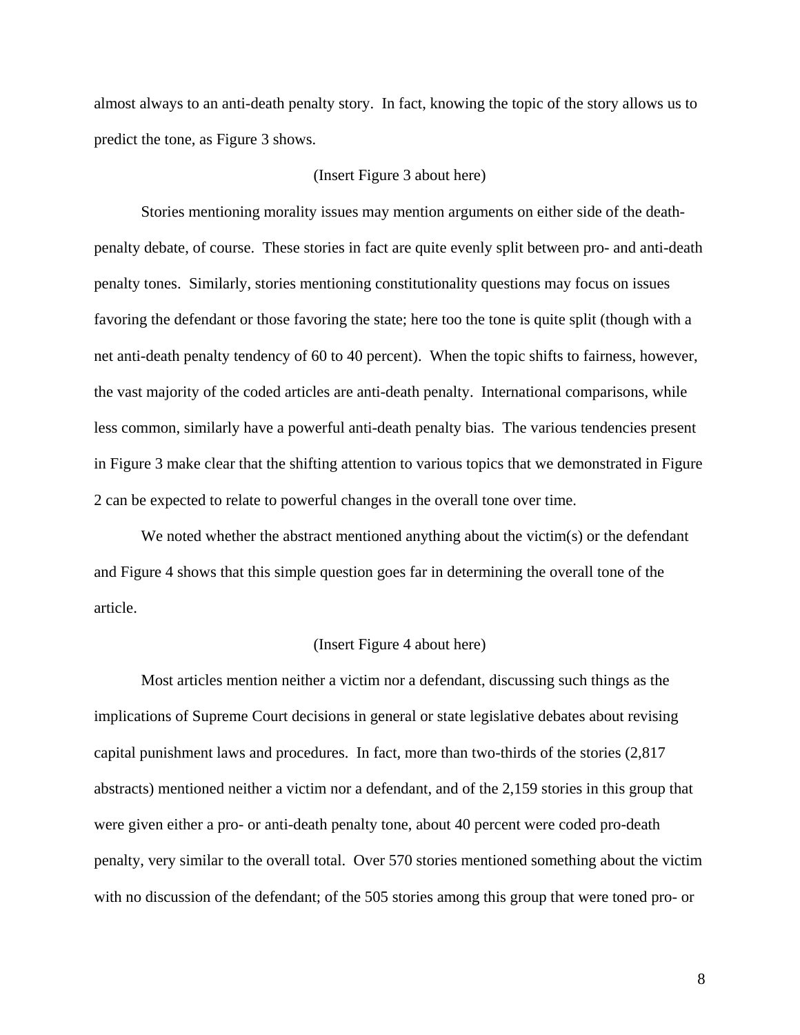almost always to an anti-death penalty story. In fact, knowing the topic of the story allows us to predict the tone, as Figure 3 shows.

(Insert Figure 3 about here)

Stories mentioning morality issues may mention arguments on either side of the death-penalty debate, of course. These stories in fact are quite evenly split between pro- and anti-death penalty tones. Similarly, stories mentioning constitutionality questions may focus on issues favoring the defendant or those favoring the state; here too the tone is quite split (though with a net anti-death penalty tendency of 60 to 40 percent). When the topic shifts to fairness, however, the vast majority of the coded articles are anti-death penalty. International comparisons, while less common, similarly have a powerful anti-death penalty bias. The various tendencies present in Figure 3 make clear that the shifting attention to various topics that we demonstrated in Figure 2 can be expected to relate to powerful changes in the overall tone over time.

We noted whether the abstract mentioned anything about the victim(s) or the defendant and Figure 4 shows that this simple question goes far in determining the overall tone of the article.

(Insert Figure 4 about here)

Most articles mention neither a victim nor a defendant, discussing such things as the implications of Supreme Court decisions in general or state legislative debates about revising capital punishment laws and procedures. In fact, more than two-thirds of the stories (2,817 abstracts) mentioned neither a victim nor a defendant, and of the 2,159 stories in this group that were given either a pro- or anti-death penalty tone, about 40 percent were coded pro-death penalty, very similar to the overall total. Over 570 stories mentioned something about the victim with no discussion of the defendant; of the 505 stories among this group that were toned pro- or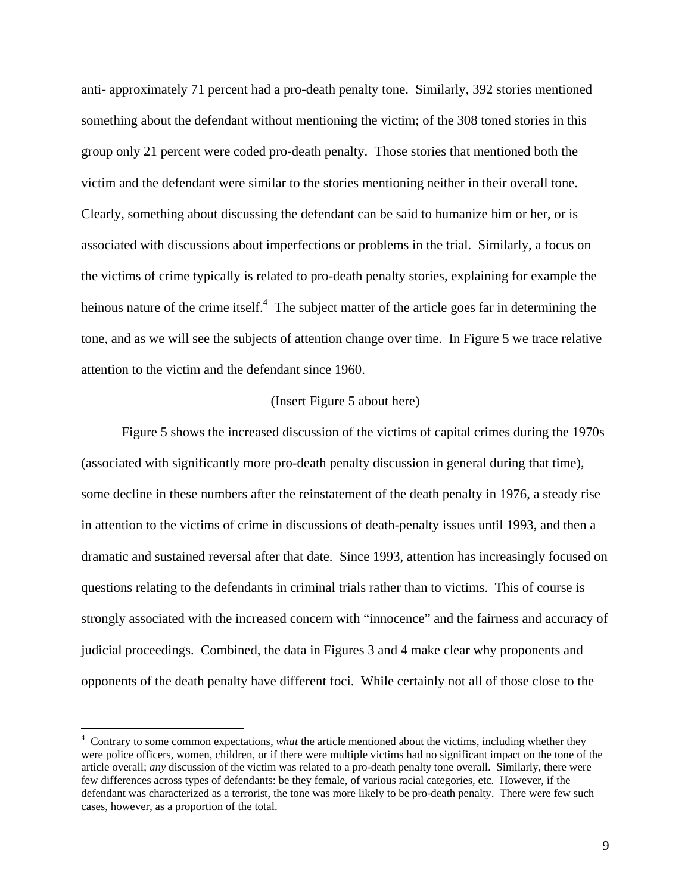anti- approximately 71 percent had a pro-death penalty tone. Similarly, 392 stories mentioned something about the defendant without mentioning the victim; of the 308 toned stories in this group only 21 percent were coded pro-death penalty. Those stories that mentioned both the victim and the defendant were similar to the stories mentioning neither in their overall tone. Clearly, something about discussing the defendant can be said to humanize him or her, or is associated with discussions about imperfections or problems in the trial. Similarly, a focus on the victims of crime typically is related to pro-death penalty stories, explaining for example the heinous nature of the crime itself.[4] The subject matter of the article goes far in determining the tone, and as we will see the subjects of attention change over time. In Figure 5 we trace relative attention to the victim and the defendant since 1960.

(Insert Figure 5 about here)

Figure 5 shows the increased discussion of the victims of capital crimes during the 1970s (associated with significantly more pro-death penalty discussion in general during that time), some decline in these numbers after the reinstatement of the death penalty in 1976, a steady rise in attention to the victims of crime in discussions of death-penalty issues until 1993, and then a dramatic and sustained reversal after that date. Since 1993, attention has increasingly focused on questions relating to the defendants in criminal trials rather than to victims. This of course is strongly associated with the increased concern with "innocence" and the fairness and accuracy of judicial proceedings. Combined, the data in Figures 3 and 4 make clear why proponents and opponents of the death penalty have different foci. While certainly not all of those close to the

---

[4] Contrary to some common expectations, *what* the article mentioned about the victims, including whether they were police officers, women, children, or if there were multiple victims had no significant impact on the tone of the article overall; *any* discussion of the victim was related to a pro-death penalty tone overall. Similarly, there were few differences across types of defendants: be they female, of various racial categories, etc. However, if the defendant was characterized as a terrorist, the tone was more likely to be pro-death penalty. There were few such cases, however, as a proportion of the total.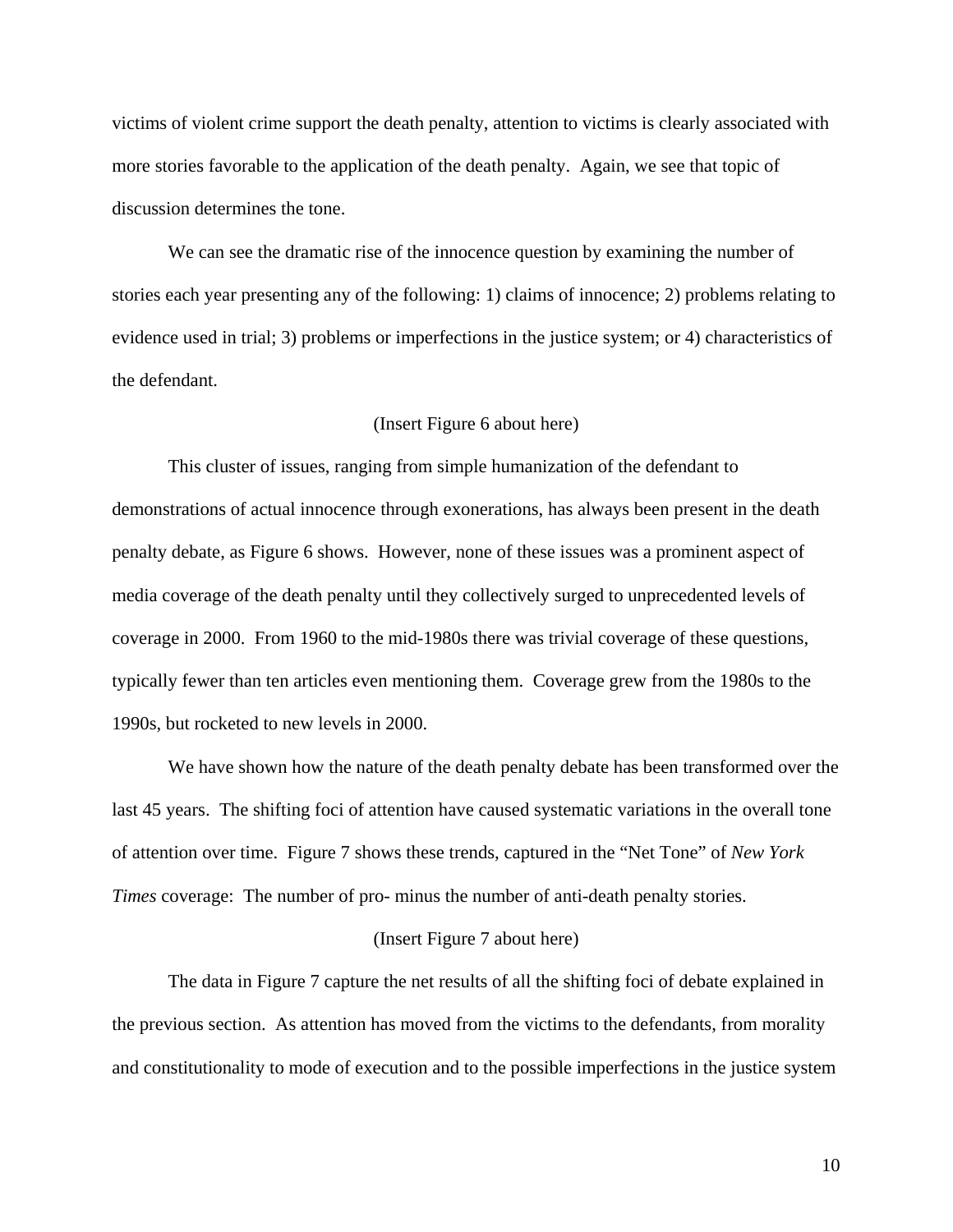victims of violent crime support the death penalty, attention to victims is clearly associated with more stories favorable to the application of the death penalty. Again, we see that topic of discussion determines the tone.

We can see the dramatic rise of the innocence question by examining the number of stories each year presenting any of the following: 1) claims of innocence; 2) problems relating to evidence used in trial; 3) problems or imperfections in the justice system; or 4) characteristics of the defendant.

(Insert Figure 6 about here)

This cluster of issues, ranging from simple humanization of the defendant to demonstrations of actual innocence through exonerations, has always been present in the death penalty debate, as Figure 6 shows. However, none of these issues was a prominent aspect of media coverage of the death penalty until they collectively surged to unprecedented levels of coverage in 2000. From 1960 to the mid-1980s there was trivial coverage of these questions, typically fewer than ten articles even mentioning them. Coverage grew from the 1980s to the 1990s, but rocketed to new levels in 2000.

We have shown how the nature of the death penalty debate has been transformed over the last 45 years. The shifting foci of attention have caused systematic variations in the overall tone of attention over time. Figure 7 shows these trends, captured in the "Net Tone" of *New York Times* coverage: The number of pro- minus the number of anti-death penalty stories.

(Insert Figure 7 about here)

The data in Figure 7 capture the net results of all the shifting foci of debate explained in the previous section. As attention has moved from the victims to the defendants, from morality and constitutionality to mode of execution and to the possible imperfections in the justice system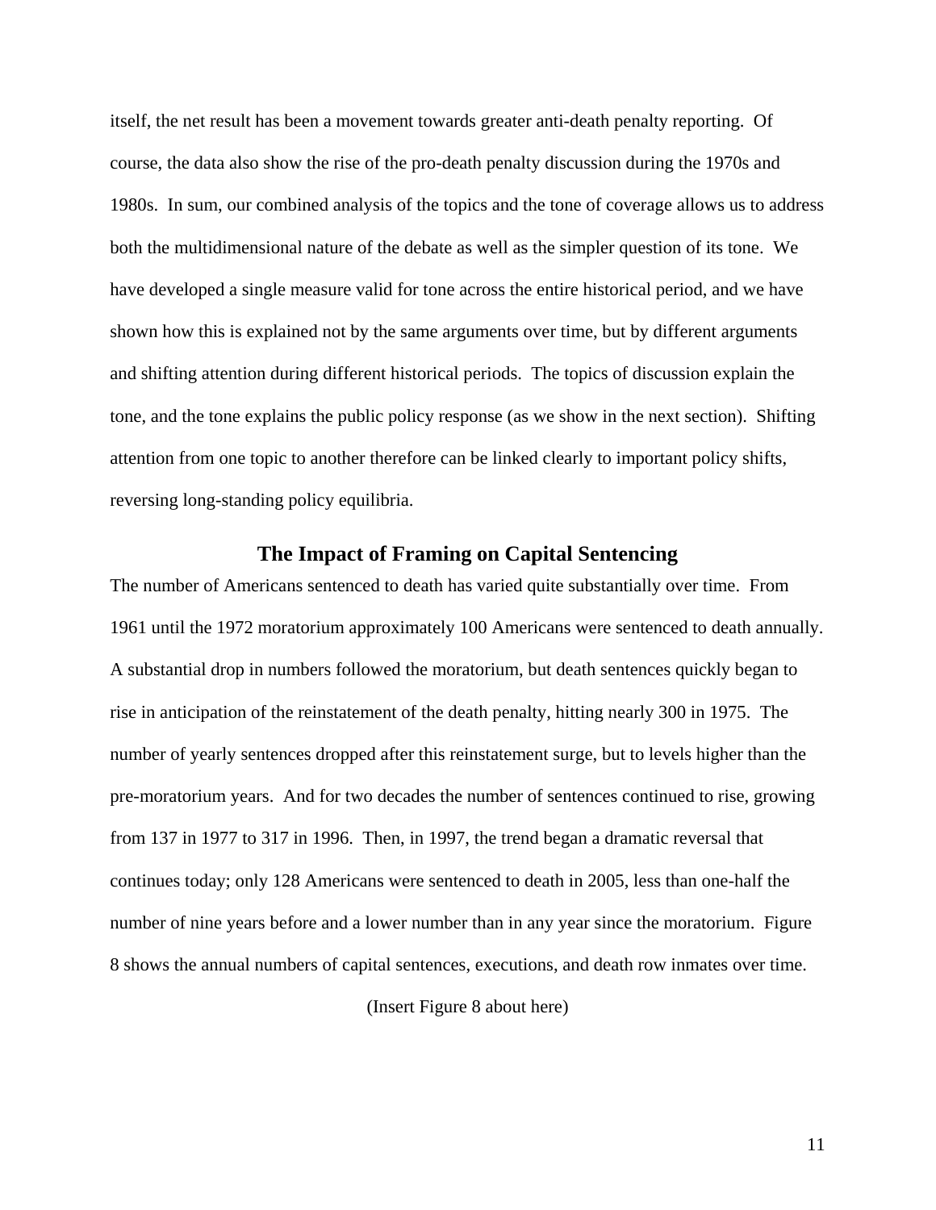itself, the net result has been a movement towards greater anti-death penalty reporting. Of course, the data also show the rise of the pro-death penalty discussion during the 1970s and 1980s. In sum, our combined analysis of the topics and the tone of coverage allows us to address both the multidimensional nature of the debate as well as the simpler question of its tone. We have developed a single measure valid for tone across the entire historical period, and we have shown how this is explained not by the same arguments over time, but by different arguments and shifting attention during different historical periods. The topics of discussion explain the tone, and the tone explains the public policy response (as we show in the next section). Shifting attention from one topic to another therefore can be linked clearly to important policy shifts, reversing long-standing policy equilibria.

## The Impact of Framing on Capital Sentencing

The number of Americans sentenced to death has varied quite substantially over time. From 1961 until the 1972 moratorium approximately 100 Americans were sentenced to death annually. A substantial drop in numbers followed the moratorium, but death sentences quickly began to rise in anticipation of the reinstatement of the death penalty, hitting nearly 300 in 1975. The number of yearly sentences dropped after this reinstatement surge, but to levels higher than the pre-moratorium years. And for two decades the number of sentences continued to rise, growing from 137 in 1977 to 317 in 1996. Then, in 1997, the trend began a dramatic reversal that continues today; only 128 Americans were sentenced to death in 2005, less than one-half the number of nine years before and a lower number than in any year since the moratorium. Figure 8 shows the annual numbers of capital sentences, executions, and death row inmates over time.

(Insert Figure 8 about here)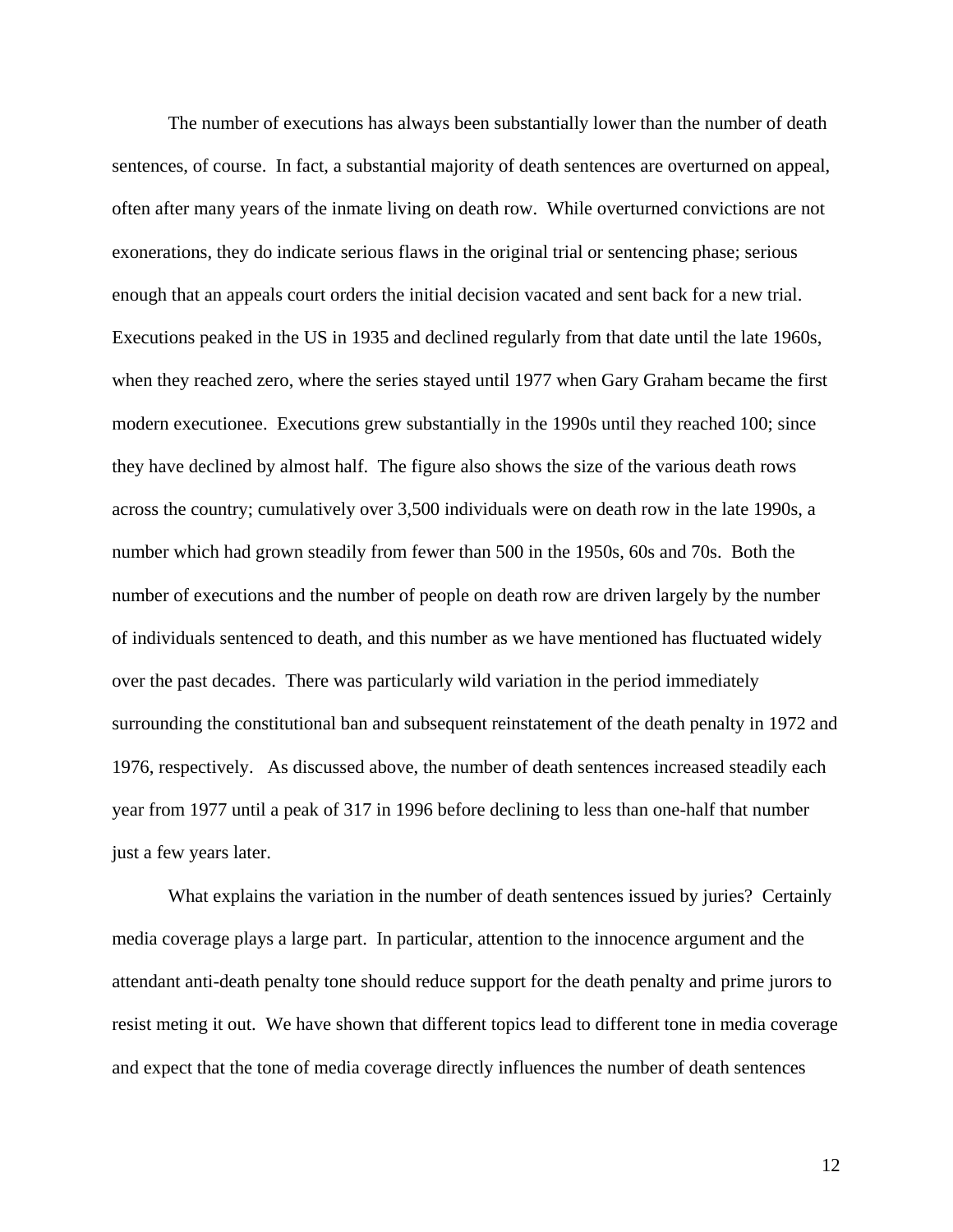The number of executions has always been substantially lower than the number of death sentences, of course. In fact, a substantial majority of death sentences are overturned on appeal, often after many years of the inmate living on death row. While overturned convictions are not exonerations, they do indicate serious flaws in the original trial or sentencing phase; serious enough that an appeals court orders the initial decision vacated and sent back for a new trial. Executions peaked in the US in 1935 and declined regularly from that date until the late 1960s, when they reached zero, where the series stayed until 1977 when Gary Graham became the first modern executionee. Executions grew substantially in the 1990s until they reached 100; since they have declined by almost half. The figure also shows the size of the various death rows across the country; cumulatively over 3,500 individuals were on death row in the late 1990s, a number which had grown steadily from fewer than 500 in the 1950s, 60s and 70s. Both the number of executions and the number of people on death row are driven largely by the number of individuals sentenced to death, and this number as we have mentioned has fluctuated widely over the past decades. There was particularly wild variation in the period immediately surrounding the constitutional ban and subsequent reinstatement of the death penalty in 1972 and 1976, respectively. As discussed above, the number of death sentences increased steadily each year from 1977 until a peak of 317 in 1996 before declining to less than one-half that number just a few years later.

What explains the variation in the number of death sentences issued by juries? Certainly media coverage plays a large part. In particular, attention to the innocence argument and the attendant anti-death penalty tone should reduce support for the death penalty and prime jurors to resist meting it out. We have shown that different topics lead to different tone in media coverage and expect that the tone of media coverage directly influences the number of death sentences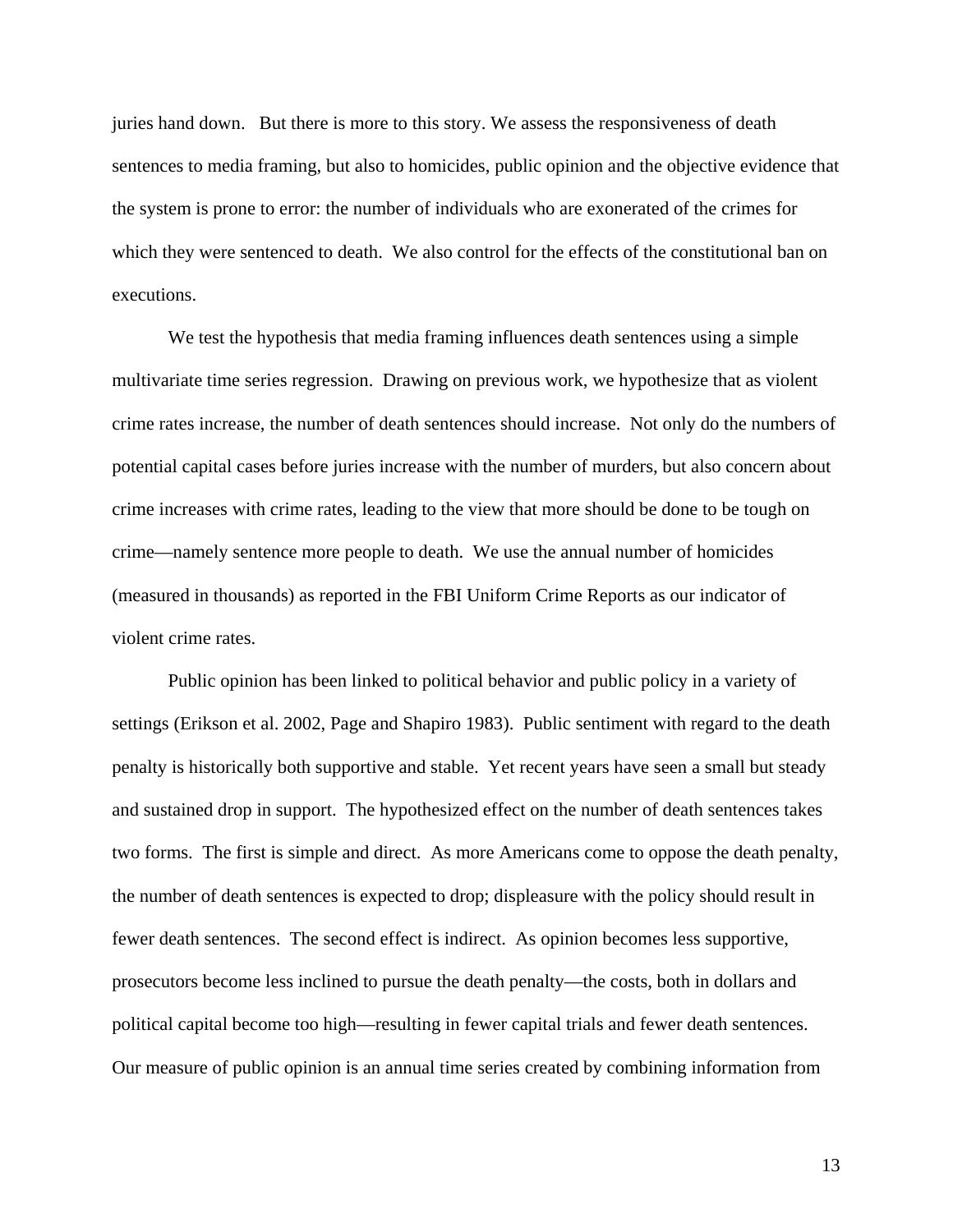juries hand down.  But there is more to this story. We assess the responsiveness of death sentences to media framing, but also to homicides, public opinion and the objective evidence that the system is prone to error: the number of individuals who are exonerated of the crimes for which they were sentenced to death.  We also control for the effects of the constitutional ban on executions.

We test the hypothesis that media framing influences death sentences using a simple multivariate time series regression.  Drawing on previous work, we hypothesize that as violent crime rates increase, the number of death sentences should increase.  Not only do the numbers of potential capital cases before juries increase with the number of murders, but also concern about crime increases with crime rates, leading to the view that more should be done to be tough on crime—namely sentence more people to death.  We use the annual number of homicides (measured in thousands) as reported in the FBI Uniform Crime Reports as our indicator of violent crime rates.

Public opinion has been linked to political behavior and public policy in a variety of settings (Erikson et al. 2002, Page and Shapiro 1983).  Public sentiment with regard to the death penalty is historically both supportive and stable.  Yet recent years have seen a small but steady and sustained drop in support.  The hypothesized effect on the number of death sentences takes two forms.  The first is simple and direct.  As more Americans come to oppose the death penalty, the number of death sentences is expected to drop; displeasure with the policy should result in fewer death sentences.  The second effect is indirect.  As opinion becomes less supportive, prosecutors become less inclined to pursue the death penalty—the costs, both in dollars and political capital become too high—resulting in fewer capital trials and fewer death sentences. Our measure of public opinion is an annual time series created by combining information from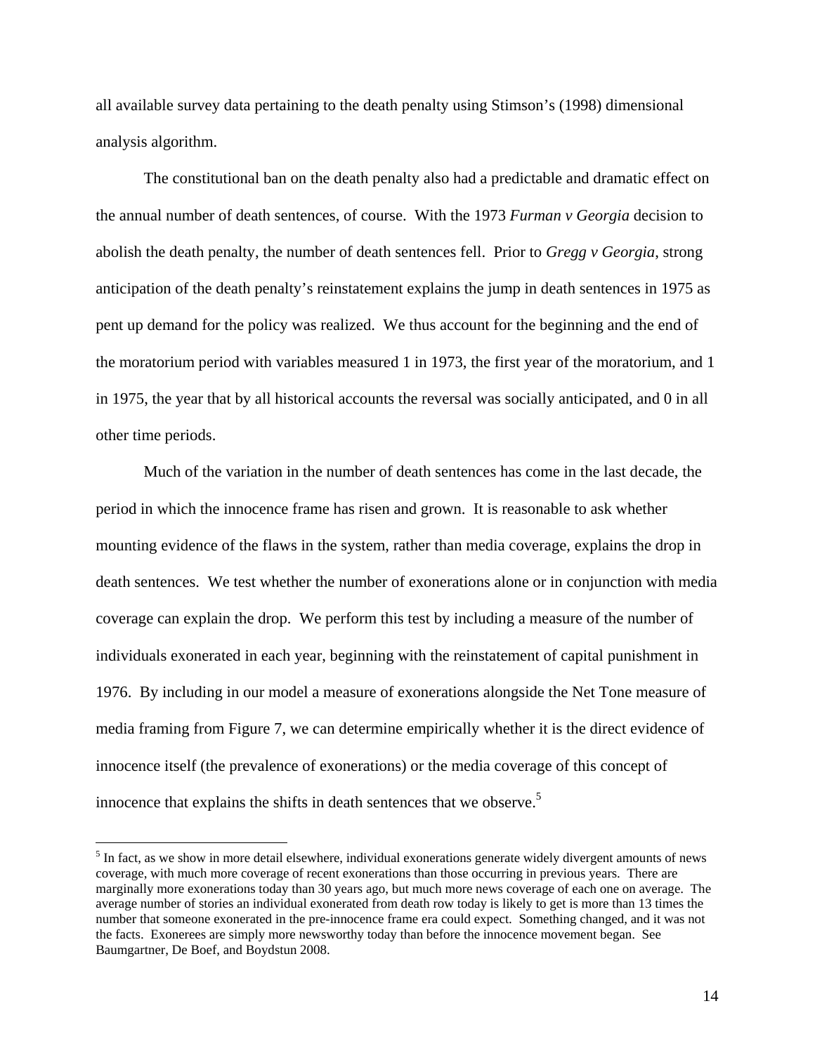all available survey data pertaining to the death penalty using Stimson's (1998) dimensional analysis algorithm.

The constitutional ban on the death penalty also had a predictable and dramatic effect on the annual number of death sentences, of course. With the 1973 *Furman v Georgia* decision to abolish the death penalty, the number of death sentences fell. Prior to *Gregg v Georgia*, strong anticipation of the death penalty's reinstatement explains the jump in death sentences in 1975 as pent up demand for the policy was realized. We thus account for the beginning and the end of the moratorium period with variables measured 1 in 1973, the first year of the moratorium, and 1 in 1975, the year that by all historical accounts the reversal was socially anticipated, and 0 in all other time periods.

Much of the variation in the number of death sentences has come in the last decade, the period in which the innocence frame has risen and grown. It is reasonable to ask whether mounting evidence of the flaws in the system, rather than media coverage, explains the drop in death sentences. We test whether the number of exonerations alone or in conjunction with media coverage can explain the drop. We perform this test by including a measure of the number of individuals exonerated in each year, beginning with the reinstatement of capital punishment in 1976. By including in our model a measure of exonerations alongside the Net Tone measure of media framing from Figure 7, we can determine empirically whether it is the direct evidence of innocence itself (the prevalence of exonerations) or the media coverage of this concept of innocence that explains the shifts in death sentences that we observe.[5]

[5] In fact, as we show in more detail elsewhere, individual exonerations generate widely divergent amounts of news coverage, with much more coverage of recent exonerations than those occurring in previous years. There are marginally more exonerations today than 30 years ago, but much more news coverage of each one on average. The average number of stories an individual exonerated from death row today is likely to get is more than 13 times the number that someone exonerated in the pre-innocence frame era could expect. Something changed, and it was not the facts. Exonerees are simply more newsworthy today than before the innocence movement began. See Baumgartner, De Boef, and Boydstun 2008.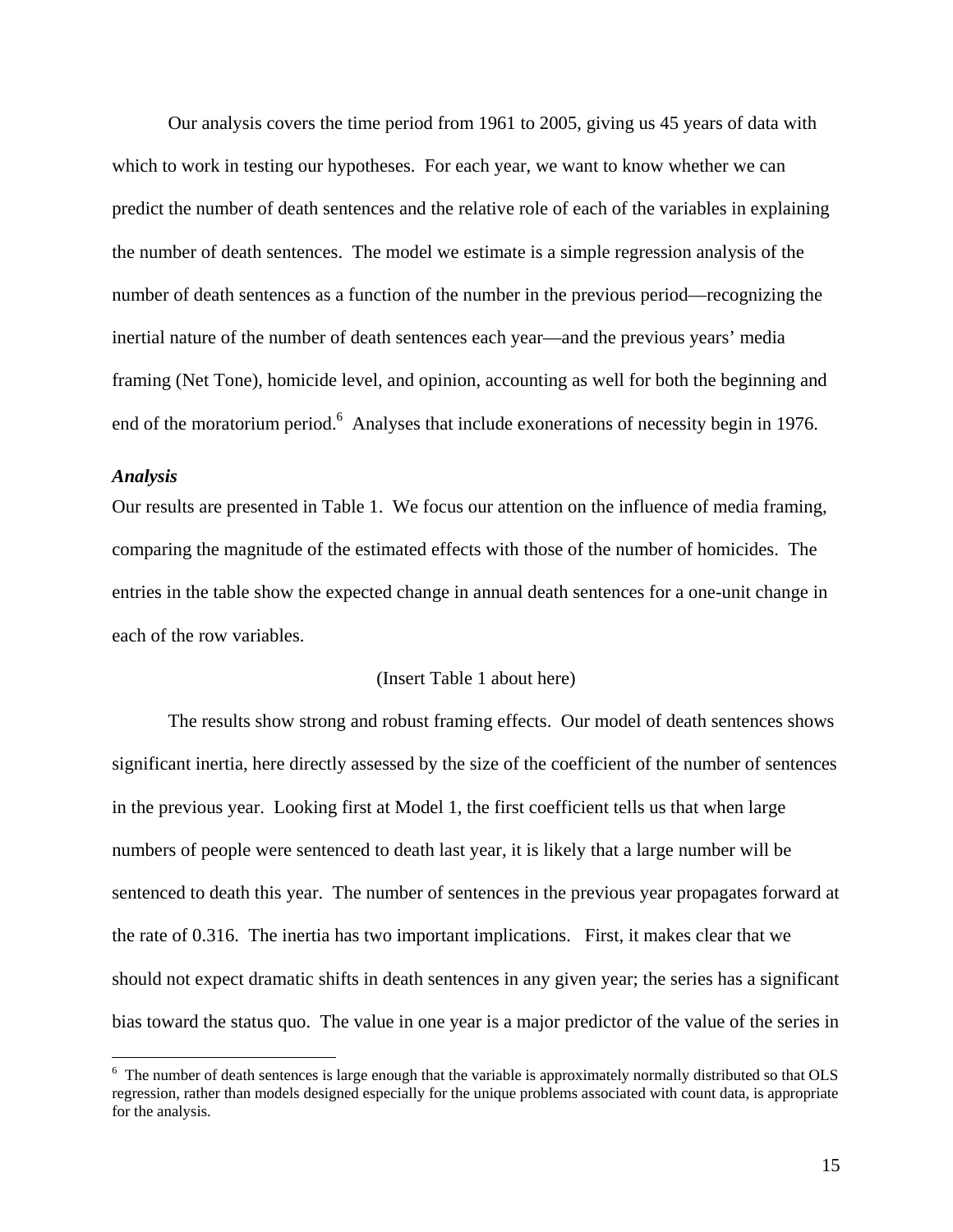Our analysis covers the time period from 1961 to 2005, giving us 45 years of data with which to work in testing our hypotheses. For each year, we want to know whether we can predict the number of death sentences and the relative role of each of the variables in explaining the number of death sentences. The model we estimate is a simple regression analysis of the number of death sentences as a function of the number in the previous period—recognizing the inertial nature of the number of death sentences each year—and the previous years' media framing (Net Tone), homicide level, and opinion, accounting as well for both the beginning and end of the moratorium period.[6] Analyses that include exonerations of necessity begin in 1976.

***Analysis***

Our results are presented in Table 1. We focus our attention on the influence of media framing, comparing the magnitude of the estimated effects with those of the number of homicides. The entries in the table show the expected change in annual death sentences for a one-unit change in each of the row variables.

(Insert Table 1 about here)

The results show strong and robust framing effects. Our model of death sentences shows significant inertia, here directly assessed by the size of the coefficient of the number of sentences in the previous year. Looking first at Model 1, the first coefficient tells us that when large numbers of people were sentenced to death last year, it is likely that a large number will be sentenced to death this year. The number of sentences in the previous year propagates forward at the rate of 0.316. The inertia has two important implications. First, it makes clear that we should not expect dramatic shifts in death sentences in any given year; the series has a significant bias toward the status quo. The value in one year is a major predictor of the value of the series in

---

[6] The number of death sentences is large enough that the variable is approximately normally distributed so that OLS regression, rather than models designed especially for the unique problems associated with count data, is appropriate for the analysis.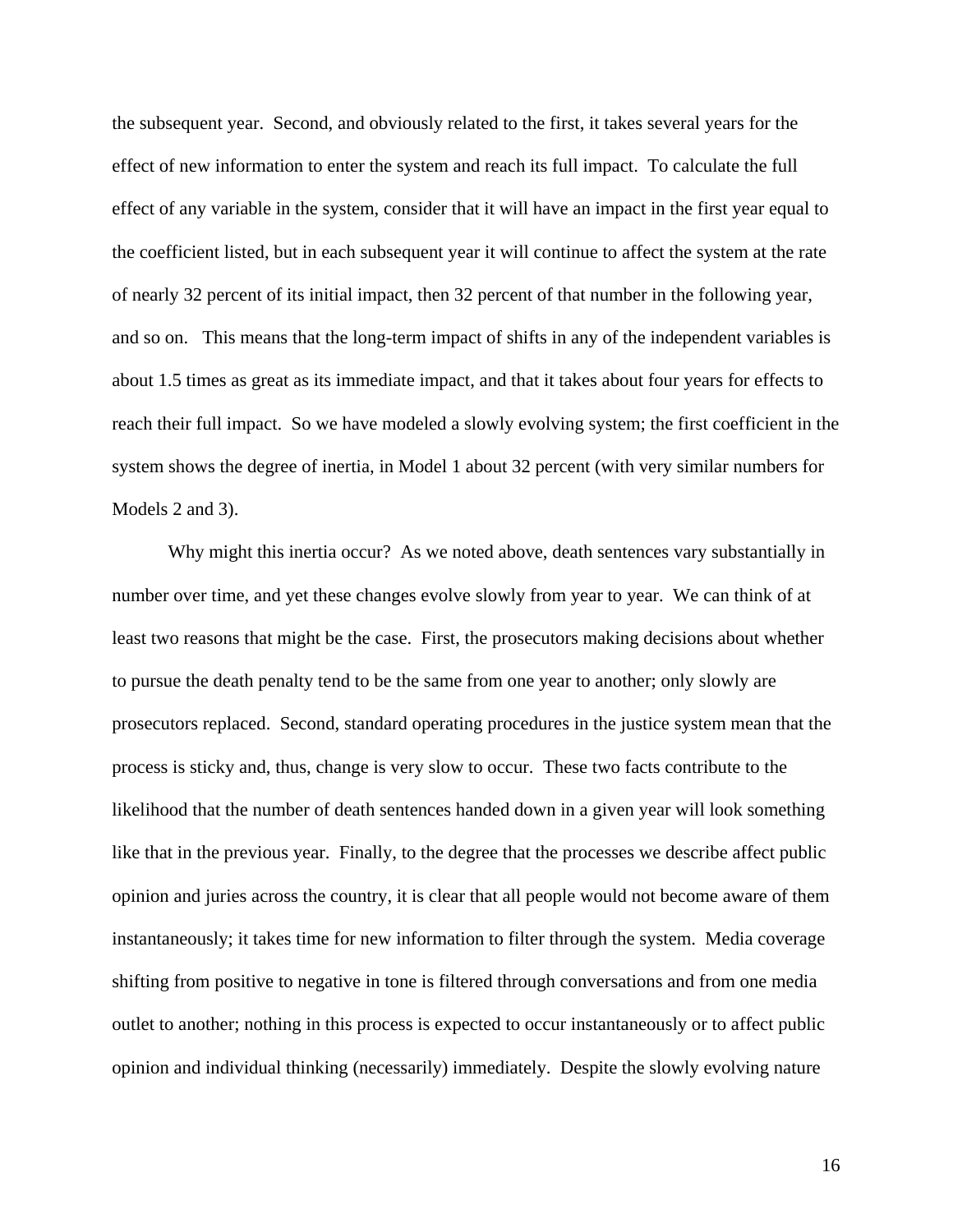the subsequent year. Second, and obviously related to the first, it takes several years for the effect of new information to enter the system and reach its full impact. To calculate the full effect of any variable in the system, consider that it will have an impact in the first year equal to the coefficient listed, but in each subsequent year it will continue to affect the system at the rate of nearly 32 percent of its initial impact, then 32 percent of that number in the following year, and so on. This means that the long-term impact of shifts in any of the independent variables is about 1.5 times as great as its immediate impact, and that it takes about four years for effects to reach their full impact. So we have modeled a slowly evolving system; the first coefficient in the system shows the degree of inertia, in Model 1 about 32 percent (with very similar numbers for Models 2 and 3).

Why might this inertia occur? As we noted above, death sentences vary substantially in number over time, and yet these changes evolve slowly from year to year. We can think of at least two reasons that might be the case. First, the prosecutors making decisions about whether to pursue the death penalty tend to be the same from one year to another; only slowly are prosecutors replaced. Second, standard operating procedures in the justice system mean that the process is sticky and, thus, change is very slow to occur. These two facts contribute to the likelihood that the number of death sentences handed down in a given year will look something like that in the previous year. Finally, to the degree that the processes we describe affect public opinion and juries across the country, it is clear that all people would not become aware of them instantaneously; it takes time for new information to filter through the system. Media coverage shifting from positive to negative in tone is filtered through conversations and from one media outlet to another; nothing in this process is expected to occur instantaneously or to affect public opinion and individual thinking (necessarily) immediately. Despite the slowly evolving nature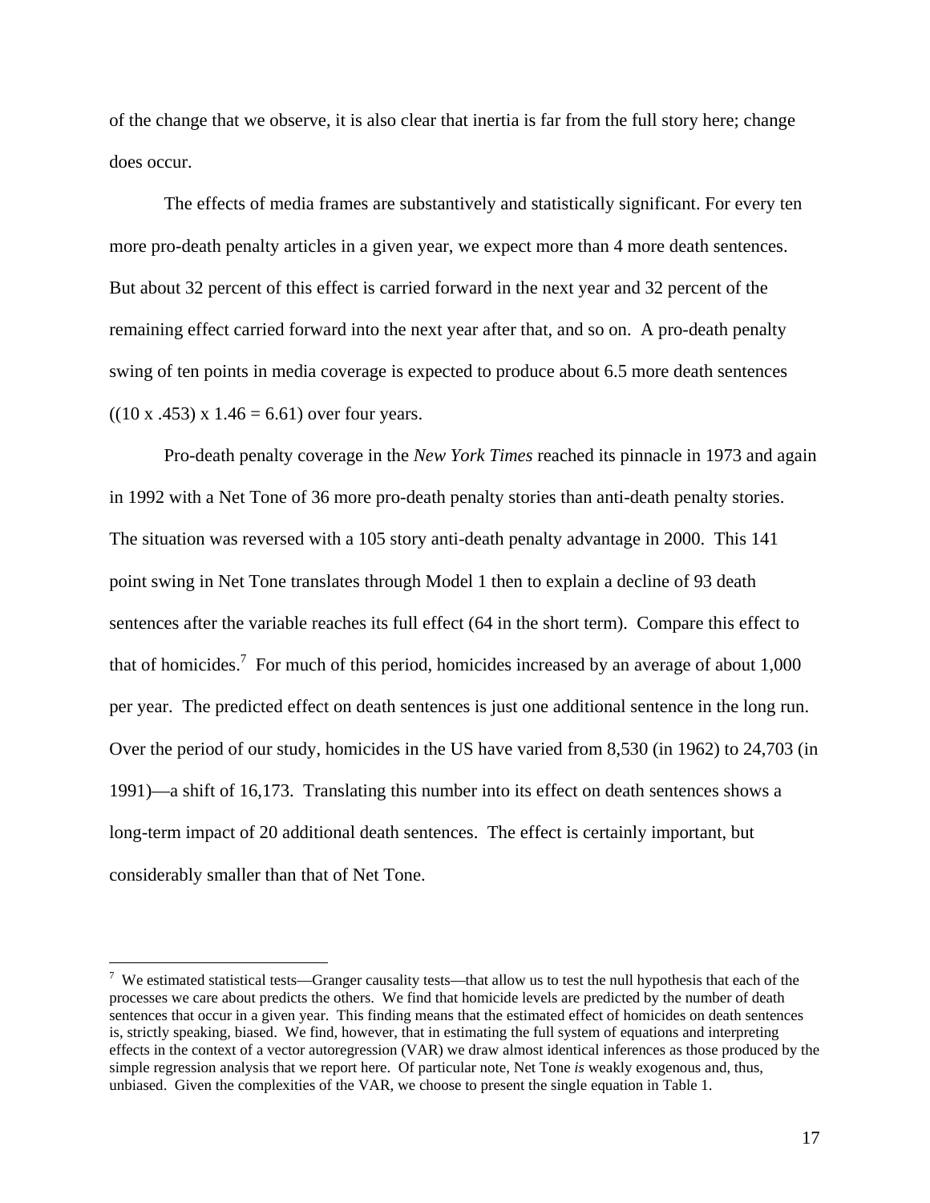of the change that we observe, it is also clear that inertia is far from the full story here; change does occur.

The effects of media frames are substantively and statistically significant. For every ten more pro-death penalty articles in a given year, we expect more than 4 more death sentences. But about 32 percent of this effect is carried forward in the next year and 32 percent of the remaining effect carried forward into the next year after that, and so on. A pro-death penalty swing of ten points in media coverage is expected to produce about 6.5 more death sentences ((10 x .453) x 1.46 = 6.61) over four years.

Pro-death penalty coverage in the *New York Times* reached its pinnacle in 1973 and again in 1992 with a Net Tone of 36 more pro-death penalty stories than anti-death penalty stories. The situation was reversed with a 105 story anti-death penalty advantage in 2000. This 141 point swing in Net Tone translates through Model 1 then to explain a decline of 93 death sentences after the variable reaches its full effect (64 in the short term). Compare this effect to that of homicides.[7] For much of this period, homicides increased by an average of about 1,000 per year. The predicted effect on death sentences is just one additional sentence in the long run. Over the period of our study, homicides in the US have varied from 8,530 (in 1962) to 24,703 (in 1991)—a shift of 16,173. Translating this number into its effect on death sentences shows a long-term impact of 20 additional death sentences. The effect is certainly important, but considerably smaller than that of Net Tone.

---

[7] We estimated statistical tests—Granger causality tests—that allow us to test the null hypothesis that each of the processes we care about predicts the others. We find that homicide levels are predicted by the number of death sentences that occur in a given year. This finding means that the estimated effect of homicides on death sentences is, strictly speaking, biased. We find, however, that in estimating the full system of equations and interpreting effects in the context of a vector autoregression (VAR) we draw almost identical inferences as those produced by the simple regression analysis that we report here. Of particular note, Net Tone *is* weakly exogenous and, thus, unbiased. Given the complexities of the VAR, we choose to present the single equation in Table 1.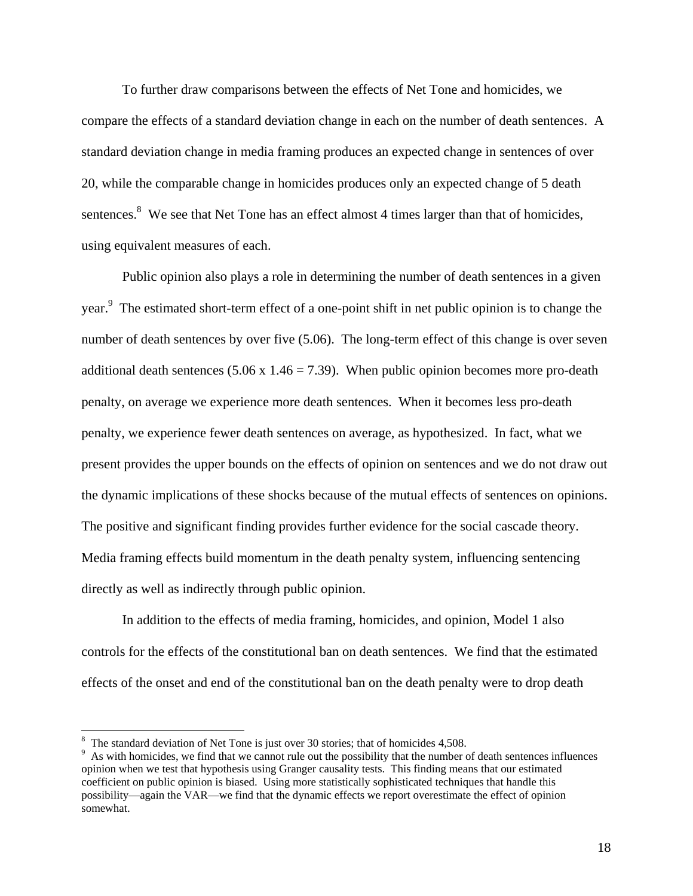To further draw comparisons between the effects of Net Tone and homicides, we compare the effects of a standard deviation change in each on the number of death sentences. A standard deviation change in media framing produces an expected change in sentences of over 20, while the comparable change in homicides produces only an expected change of 5 death sentences.[8] We see that Net Tone has an effect almost 4 times larger than that of homicides, using equivalent measures of each.

Public opinion also plays a role in determining the number of death sentences in a given year.[9] The estimated short-term effect of a one-point shift in net public opinion is to change the number of death sentences by over five (5.06). The long-term effect of this change is over seven additional death sentences (5.06 x 1.46 = 7.39). When public opinion becomes more pro-death penalty, on average we experience more death sentences. When it becomes less pro-death penalty, we experience fewer death sentences on average, as hypothesized. In fact, what we present provides the upper bounds on the effects of opinion on sentences and we do not draw out the dynamic implications of these shocks because of the mutual effects of sentences on opinions. The positive and significant finding provides further evidence for the social cascade theory. Media framing effects build momentum in the death penalty system, influencing sentencing directly as well as indirectly through public opinion.

In addition to the effects of media framing, homicides, and opinion, Model 1 also controls for the effects of the constitutional ban on death sentences. We find that the estimated effects of the onset and end of the constitutional ban on the death penalty were to drop death

---

[8] The standard deviation of Net Tone is just over 30 stories; that of homicides 4,508.

[9] As with homicides, we find that we cannot rule out the possibility that the number of death sentences influences opinion when we test that hypothesis using Granger causality tests. This finding means that our estimated coefficient on public opinion is biased. Using more statistically sophisticated techniques that handle this possibility—again the VAR—we find that the dynamic effects we report overestimate the effect of opinion somewhat.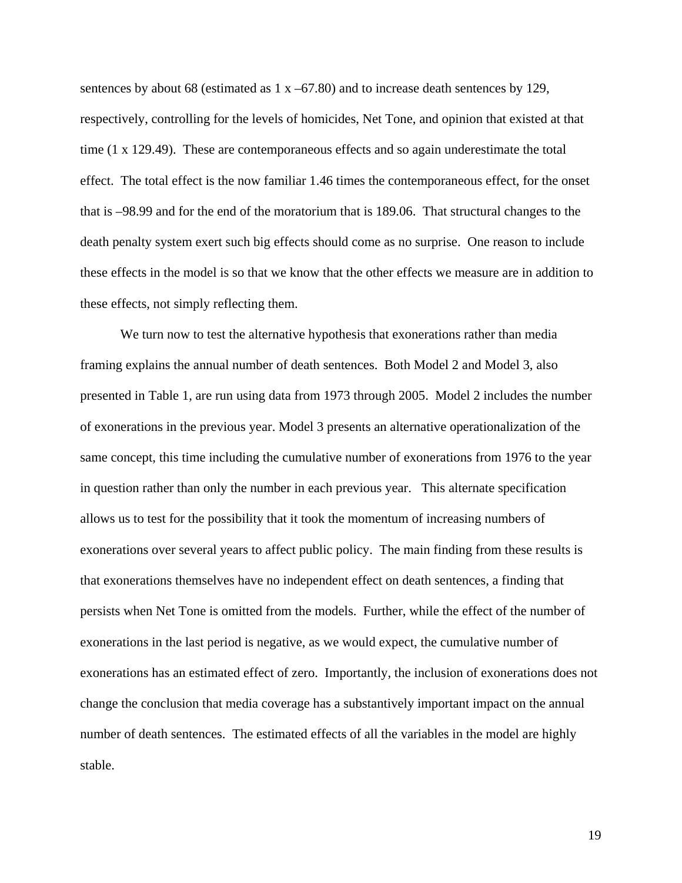sentences by about 68 (estimated as 1 x –67.80) and to increase death sentences by 129, respectively, controlling for the levels of homicides, Net Tone, and opinion that existed at that time (1 x 129.49). These are contemporaneous effects and so again underestimate the total effect. The total effect is the now familiar 1.46 times the contemporaneous effect, for the onset that is –98.99 and for the end of the moratorium that is 189.06. That structural changes to the death penalty system exert such big effects should come as no surprise. One reason to include these effects in the model is so that we know that the other effects we measure are in addition to these effects, not simply reflecting them.

We turn now to test the alternative hypothesis that exonerations rather than media framing explains the annual number of death sentences. Both Model 2 and Model 3, also presented in Table 1, are run using data from 1973 through 2005. Model 2 includes the number of exonerations in the previous year. Model 3 presents an alternative operationalization of the same concept, this time including the cumulative number of exonerations from 1976 to the year in question rather than only the number in each previous year. This alternate specification allows us to test for the possibility that it took the momentum of increasing numbers of exonerations over several years to affect public policy. The main finding from these results is that exonerations themselves have no independent effect on death sentences, a finding that persists when Net Tone is omitted from the models. Further, while the effect of the number of exonerations in the last period is negative, as we would expect, the cumulative number of exonerations has an estimated effect of zero. Importantly, the inclusion of exonerations does not change the conclusion that media coverage has a substantively important impact on the annual number of death sentences. The estimated effects of all the variables in the model are highly stable.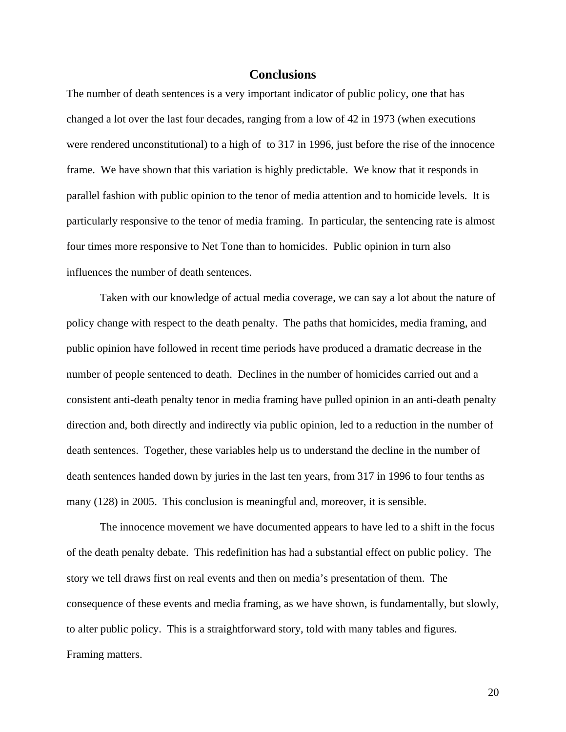## Conclusions

The number of death sentences is a very important indicator of public policy, one that has changed a lot over the last four decades, ranging from a low of 42 in 1973 (when executions were rendered unconstitutional) to a high of  to 317 in 1996, just before the rise of the innocence frame.  We have shown that this variation is highly predictable.  We know that it responds in parallel fashion with public opinion to the tenor of media attention and to homicide levels.  It is particularly responsive to the tenor of media framing.  In particular, the sentencing rate is almost four times more responsive to Net Tone than to homicides.  Public opinion in turn also influences the number of death sentences.

Taken with our knowledge of actual media coverage, we can say a lot about the nature of policy change with respect to the death penalty.  The paths that homicides, media framing, and public opinion have followed in recent time periods have produced a dramatic decrease in the number of people sentenced to death.  Declines in the number of homicides carried out and a consistent anti-death penalty tenor in media framing have pulled opinion in an anti-death penalty direction and, both directly and indirectly via public opinion, led to a reduction in the number of death sentences.  Together, these variables help us to understand the decline in the number of death sentences handed down by juries in the last ten years, from 317 in 1996 to four tenths as many (128) in 2005.  This conclusion is meaningful and, moreover, it is sensible.

The innocence movement we have documented appears to have led to a shift in the focus of the death penalty debate.  This redefinition has had a substantial effect on public policy.  The story we tell draws first on real events and then on media's presentation of them.  The consequence of these events and media framing, as we have shown, is fundamentally, but slowly, to alter public policy.  This is a straightforward story, told with many tables and figures. Framing matters.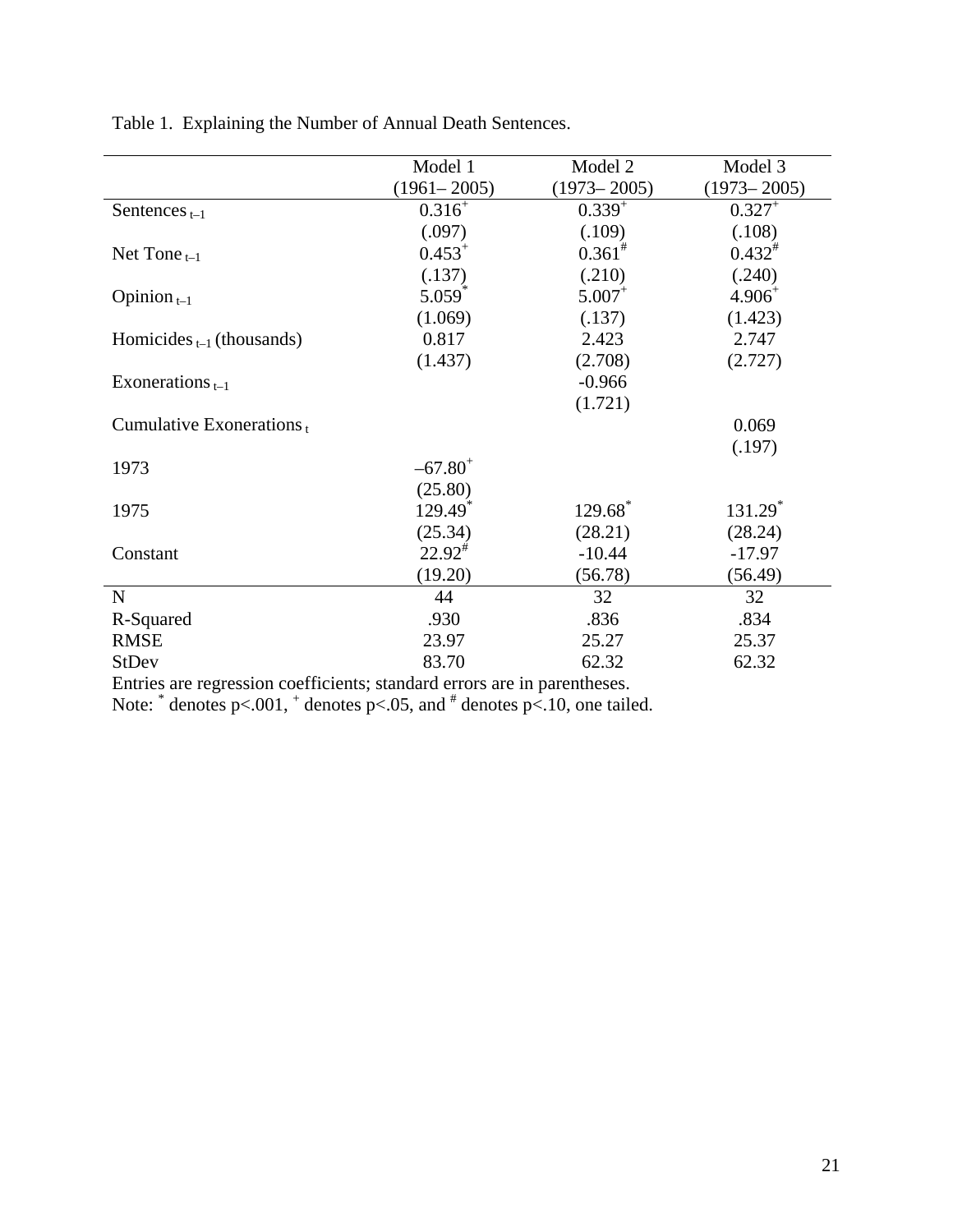Table 1. Explaining the Number of Annual Death Sentences.

| | Model 1 (1961– 2005) | Model 2 (1973– 2005) | Model 3 (1973– 2005) |
|---|---|---|---|
| Sentences $_{t-1}$ | $0.316^{+}$ | $0.339^{+}$ | $0.327^{+}$ |
| | (.097) | (.109) | (.108) |
| Net Tone $_{t-1}$ | $0.453^{+}$ | $0.361^{\#}$ | $0.432^{\#}$ |
| | (.137) | (.210) | (.240) |
| Opinion $_{t-1}$ | $5.059^{*}$ | $5.007^{+}$ | $4.906^{+}$ |
| | (1.069) | (.137) | (1.423) |
| Homicides $_{t-1}$ (thousands) | 0.817 | 2.423 | 2.747 |
| | (1.437) | (2.708) | (2.727) |
| Exonerations $_{t-1}$ | | -0.966 | |
| | | (1.721) | |
| Cumulative Exonerations $_{t}$ | | | 0.069 |
| | | | (.197) |
| 1973 | $-67.80^{+}$ | | |
| | (25.80) | | |
| 1975 | $129.49^{*}$ | $129.68^{*}$ | $131.29^{*}$ |
| | (25.34) | (28.21) | (28.24) |
| Constant | $22.92^{\#}$ | -10.44 | -17.97 |
| | (19.20) | (56.78) | (56.49) |
| N | 44 | 32 | 32 |
| R-Squared | .930 | .836 | .834 |
| RMSE | 23.97 | 25.27 | 25.37 |
| StDev | 83.70 | 62.32 | 62.32 |

Entries are regression coefficients; standard errors are in parentheses.
Note: $^{*}$ denotes p<.001, $^{+}$ denotes p<.05, and $^{\#}$ denotes p<.10, one tailed.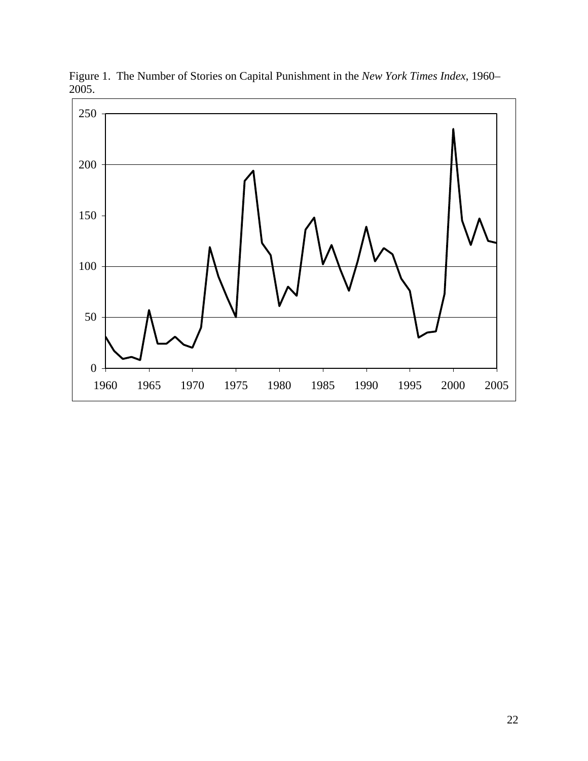Figure 1. The Number of Stories on Capital Punishment in the *New York Times Index*, 1960–2005.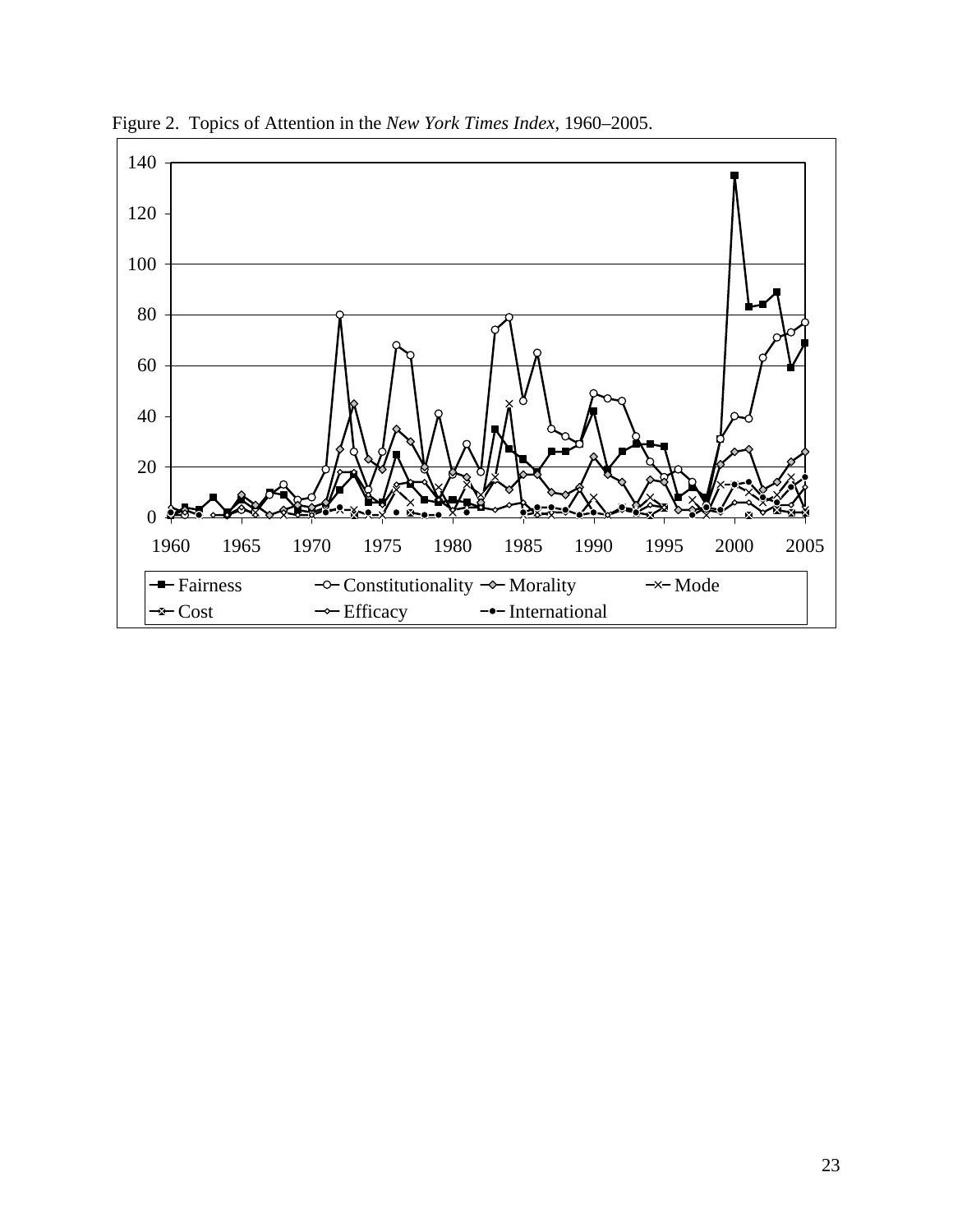Figure 2. Topics of Attention in the *New York Times Index*, 1960–2005.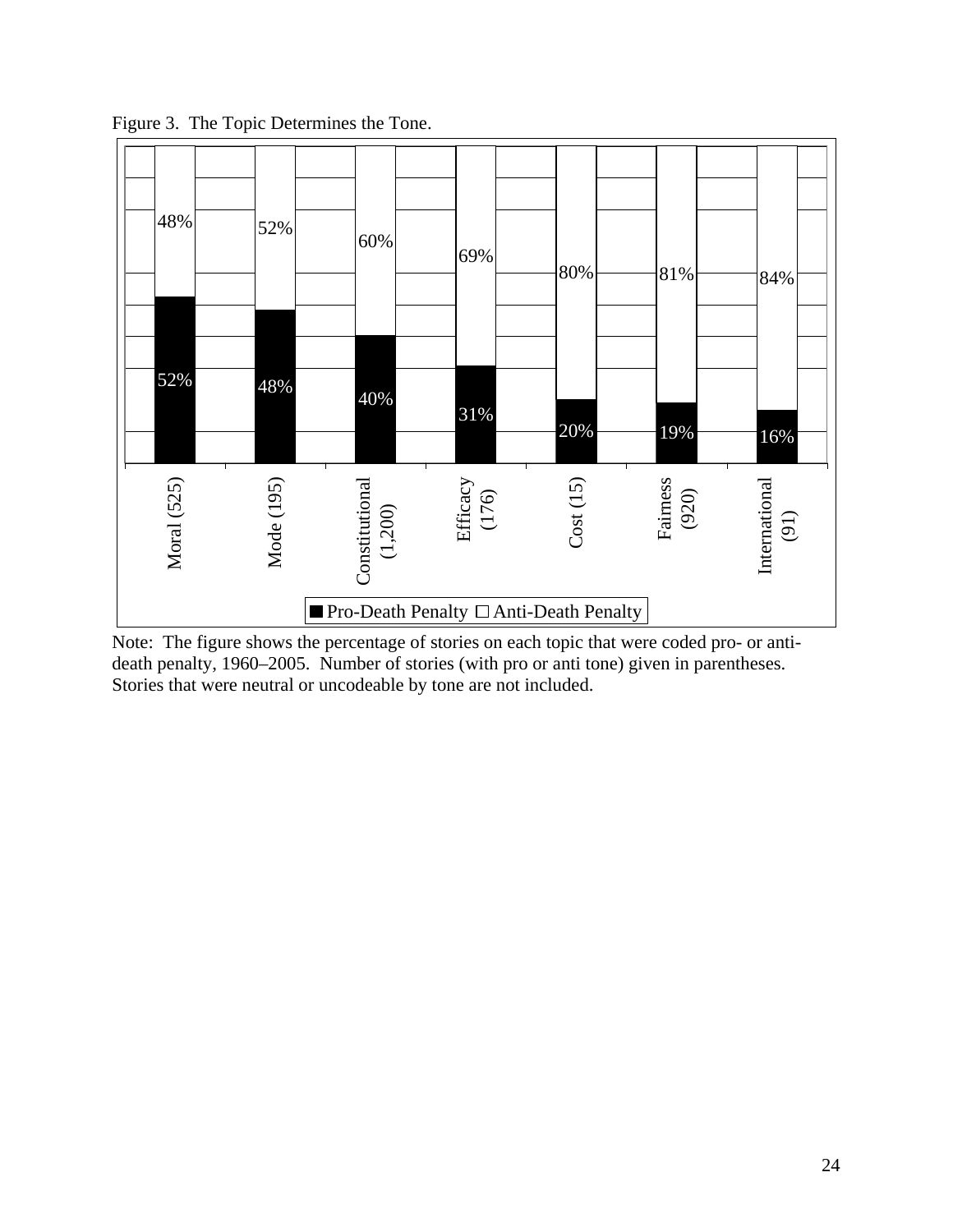Figure 3. The Topic Determines the Tone.

| Topic | Pro-Death Penalty | Anti-Death Penalty |
|---|---|---|
| Moral (525) | 52% | 48% |
| Mode (195) | 48% | 52% |
| Constitutional (1,200) | 40% | 60% |
| Efficacy (176) | 31% | 69% |
| Cost (15) | 20% | 80% |
| Fairness (920) | 19% | 81% |
| International (91) | 16% | 84% |

Note: The figure shows the percentage of stories on each topic that were coded pro- or anti-death penalty, 1960–2005. Number of stories (with pro or anti tone) given in parentheses. Stories that were neutral or uncodeable by tone are not included.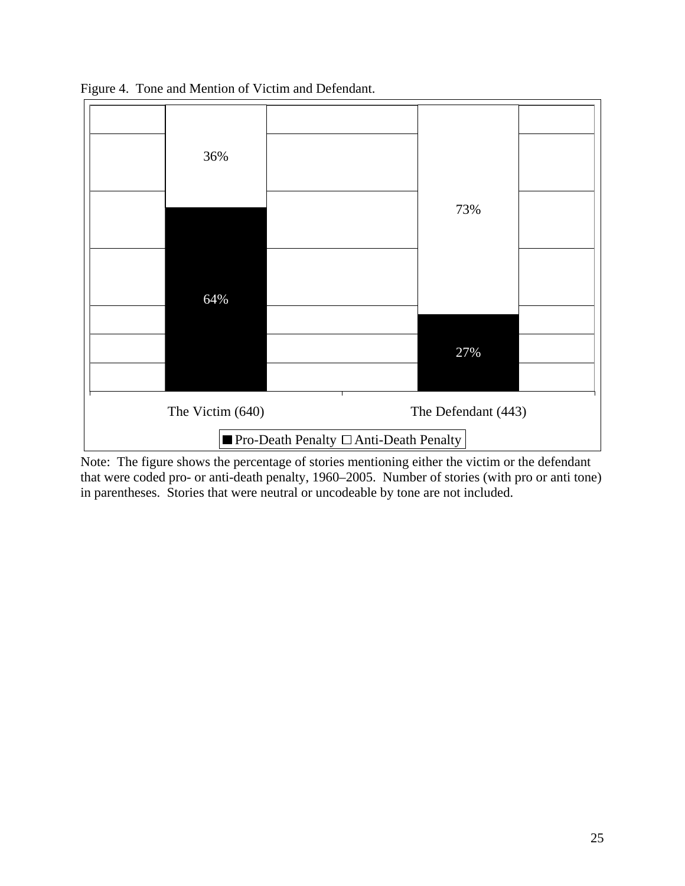Figure 4. Tone and Mention of Victim and Defendant.

| | Pro-Death Penalty | Anti-Death Penalty |
|---|---|---|
| The Victim (640) | 64% | 36% |
| The Defendant (443) | 27% | 73% |

Note: The figure shows the percentage of stories mentioning either the victim or the defendant that were coded pro- or anti-death penalty, 1960–2005. Number of stories (with pro or anti tone) in parentheses. Stories that were neutral or uncodeable by tone are not included.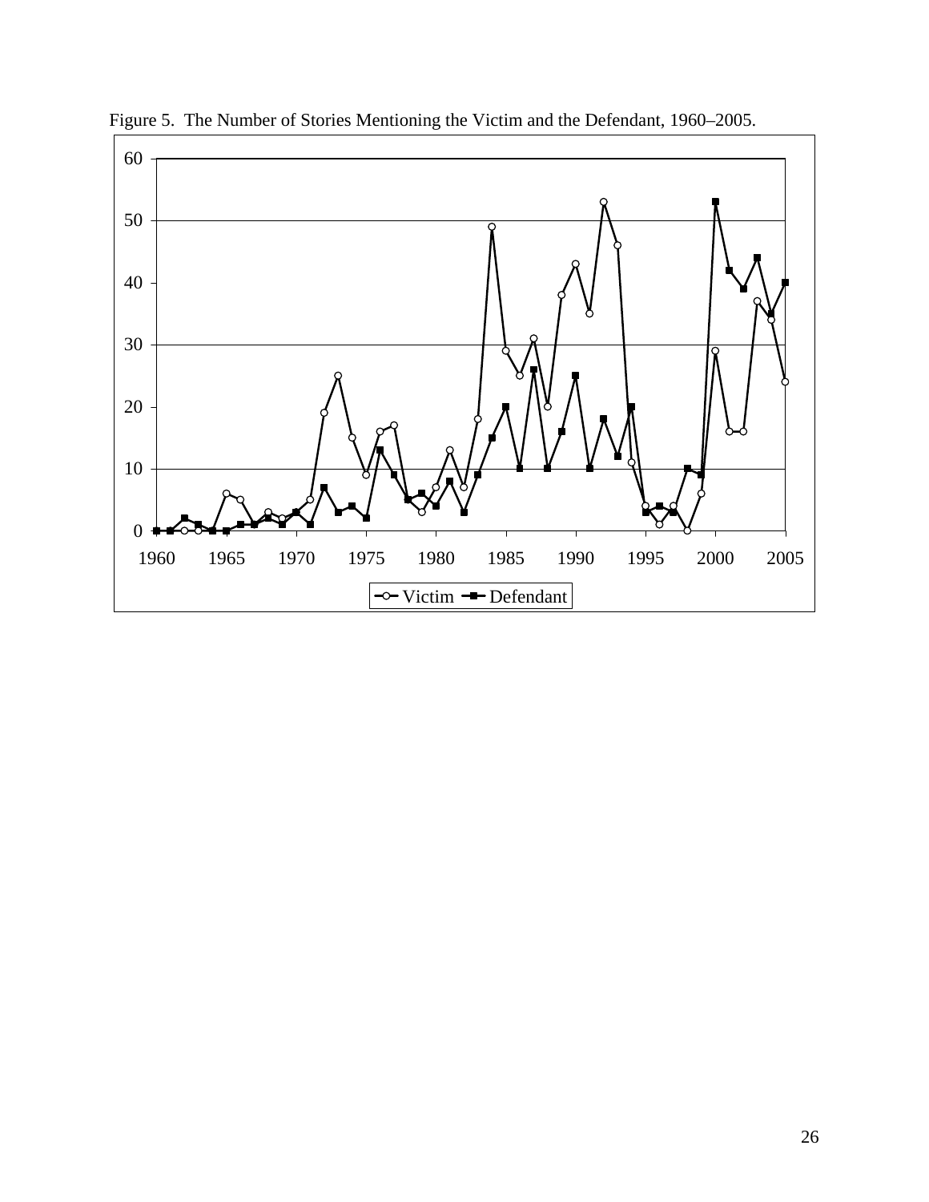Figure 5. The Number of Stories Mentioning the Victim and the Defendant, 1960–2005.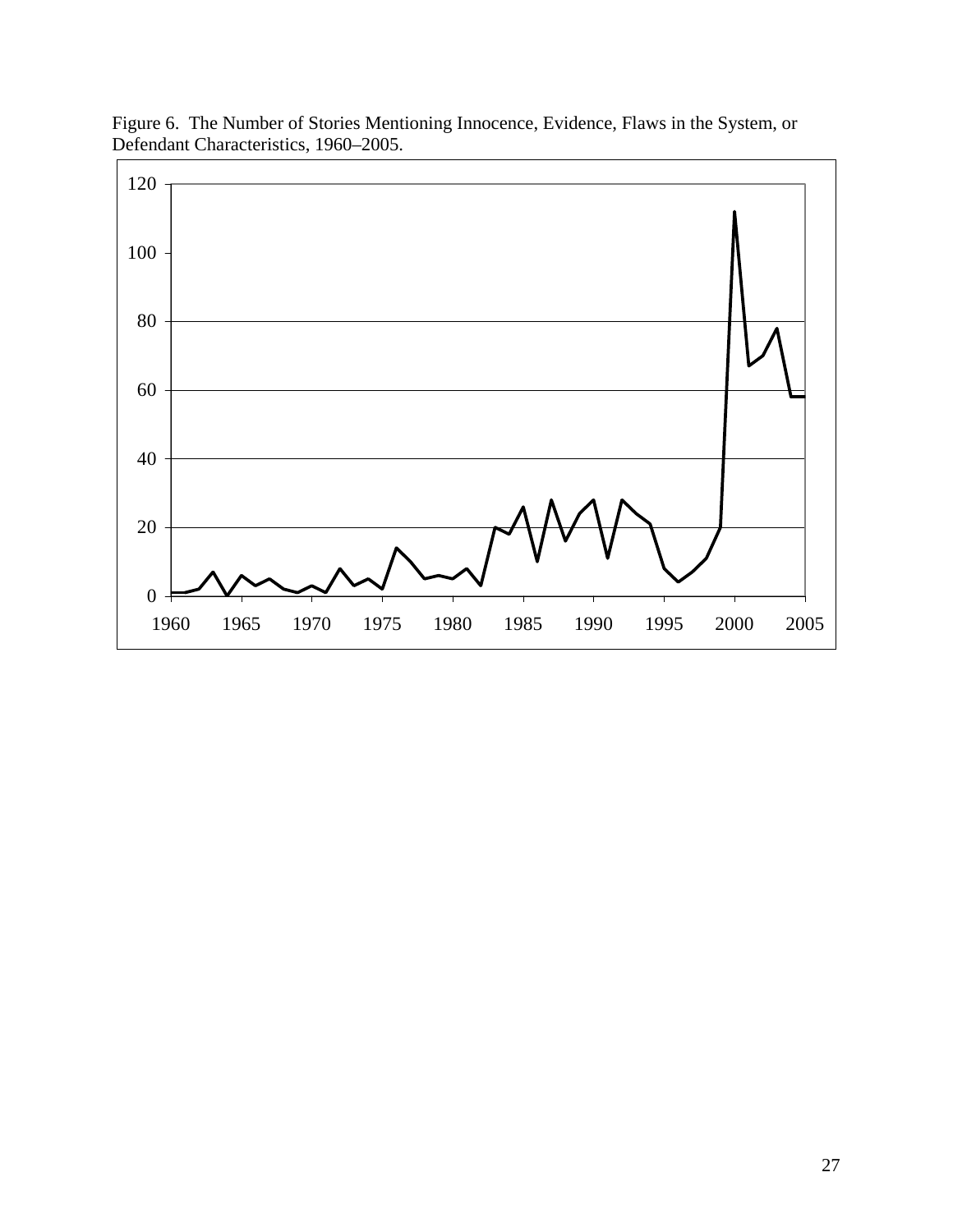Figure 6. The Number of Stories Mentioning Innocence, Evidence, Flaws in the System, or Defendant Characteristics, 1960–2005.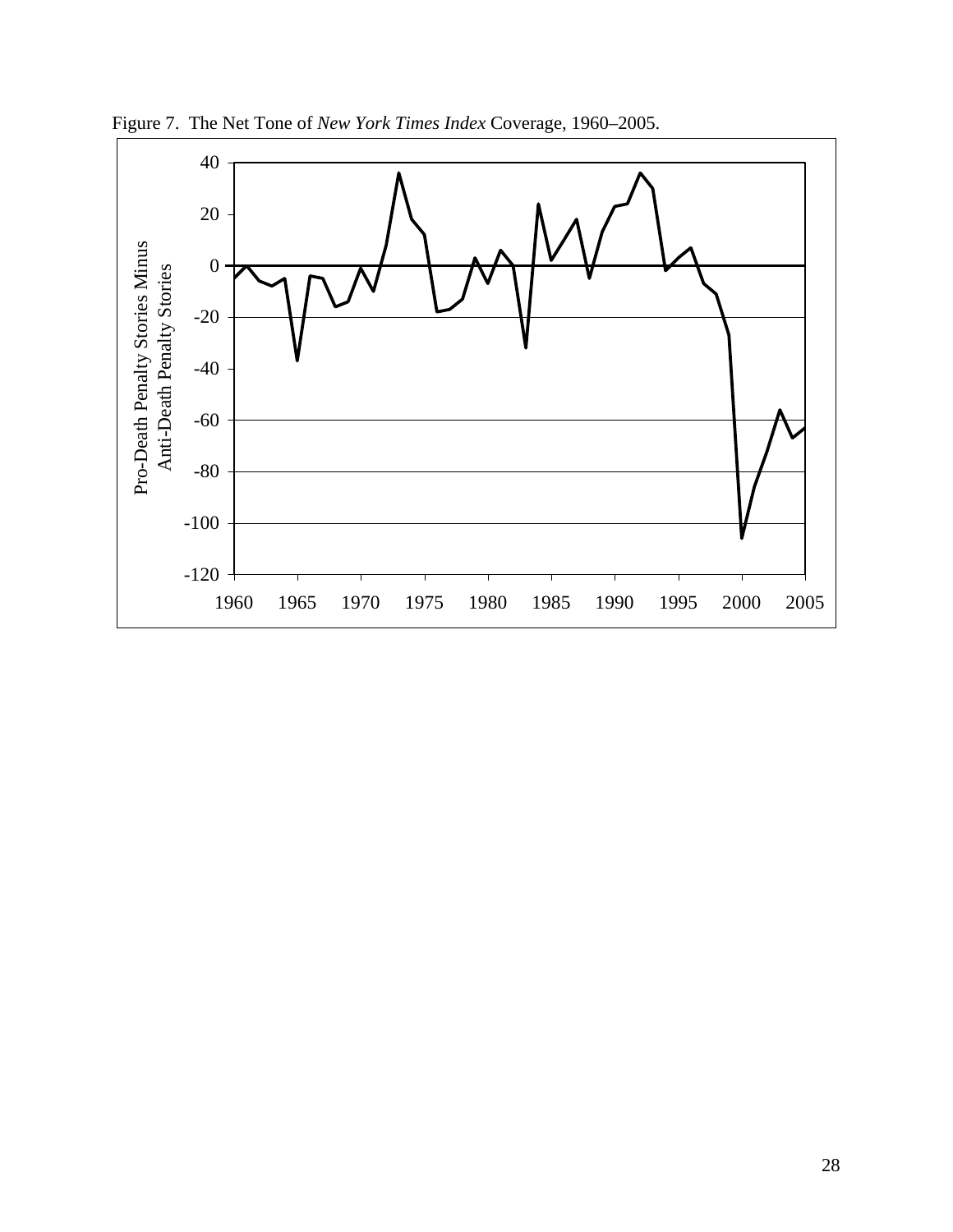Figure 7. The Net Tone of *New York Times Index* Coverage, 1960–2005.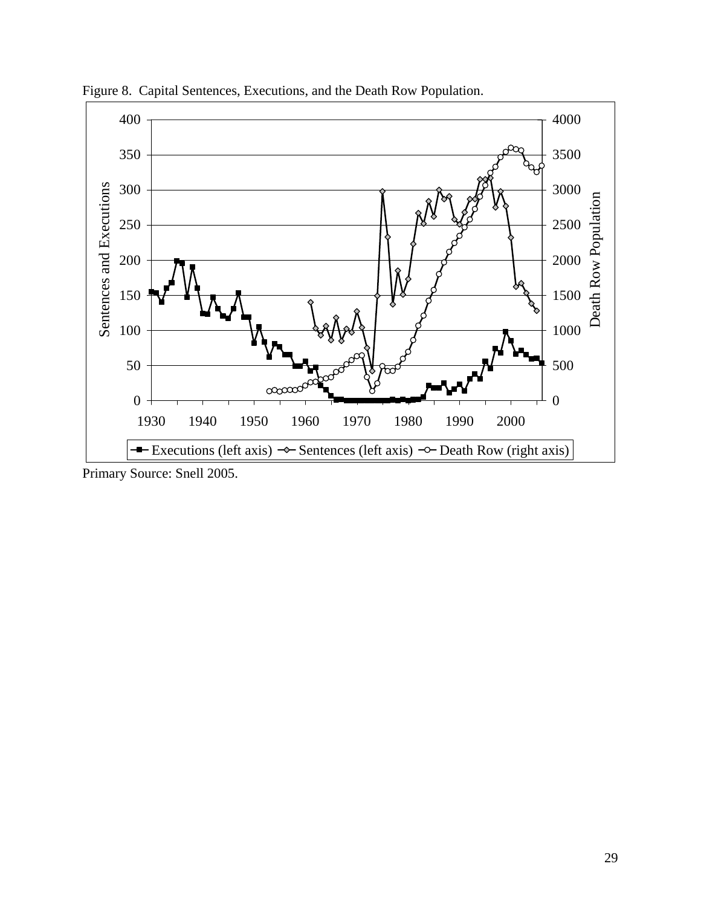Figure 8. Capital Sentences, Executions, and the Death Row Population.

Primary Source: Snell 2005.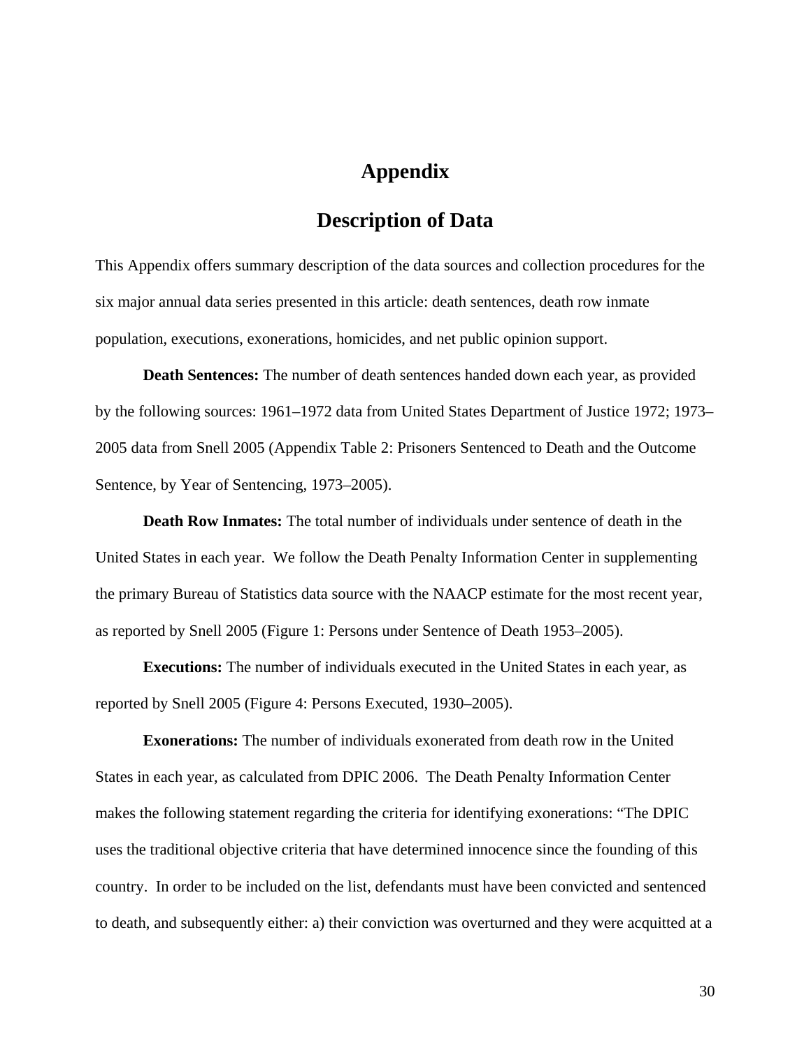# Appendix

## Description of Data

This Appendix offers summary description of the data sources and collection procedures for the six major annual data series presented in this article: death sentences, death row inmate population, executions, exonerations, homicides, and net public opinion support.

**Death Sentences:** The number of death sentences handed down each year, as provided by the following sources: 1961–1972 data from United States Department of Justice 1972; 1973–2005 data from Snell 2005 (Appendix Table 2: Prisoners Sentenced to Death and the Outcome Sentence, by Year of Sentencing, 1973–2005).

**Death Row Inmates:** The total number of individuals under sentence of death in the United States in each year. We follow the Death Penalty Information Center in supplementing the primary Bureau of Statistics data source with the NAACP estimate for the most recent year, as reported by Snell 2005 (Figure 1: Persons under Sentence of Death 1953–2005).

**Executions:** The number of individuals executed in the United States in each year, as reported by Snell 2005 (Figure 4: Persons Executed, 1930–2005).

**Exonerations:** The number of individuals exonerated from death row in the United States in each year, as calculated from DPIC 2006. The Death Penalty Information Center makes the following statement regarding the criteria for identifying exonerations: "The DPIC uses the traditional objective criteria that have determined innocence since the founding of this country. In order to be included on the list, defendants must have been convicted and sentenced to death, and subsequently either: a) their conviction was overturned and they were acquitted at a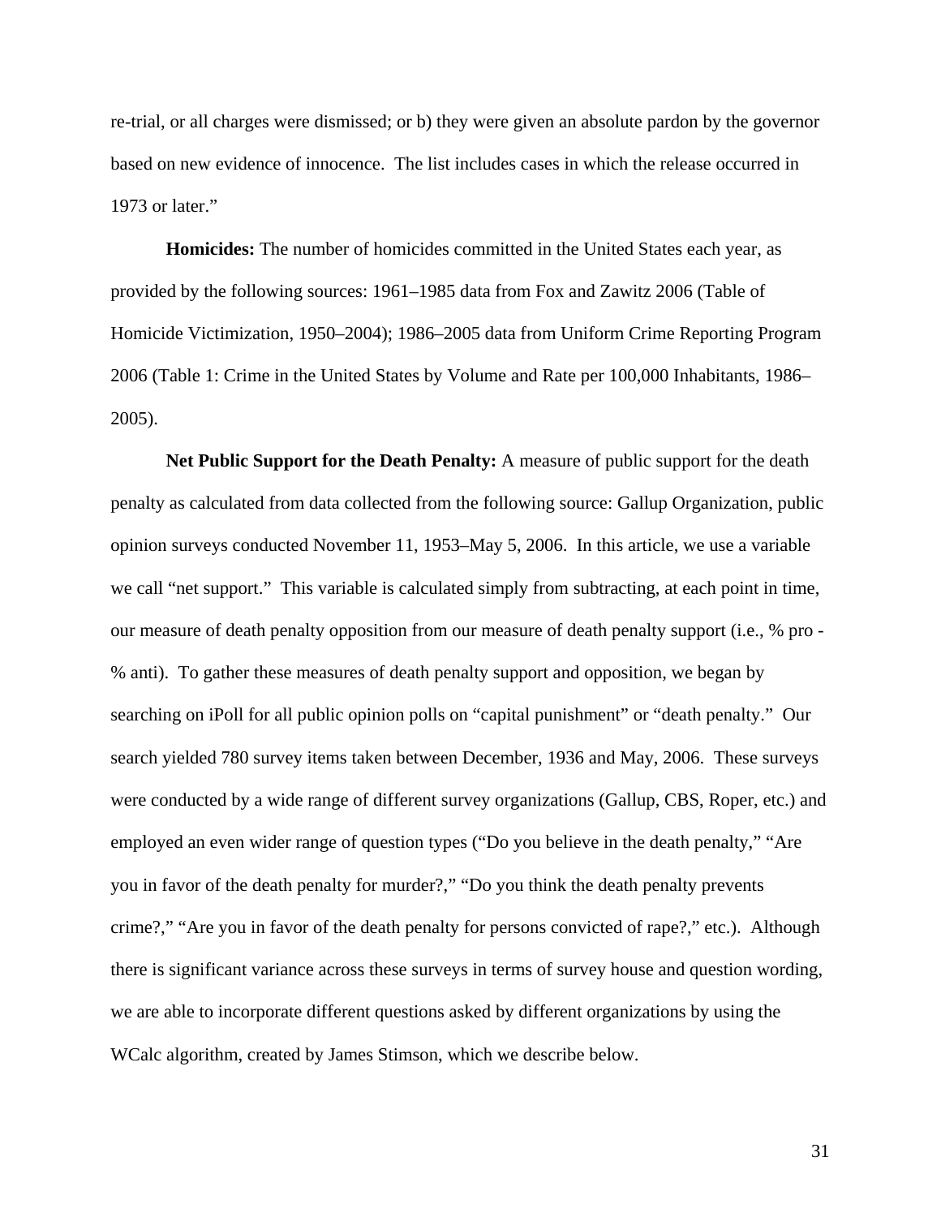re-trial, or all charges were dismissed; or b) they were given an absolute pardon by the governor based on new evidence of innocence. The list includes cases in which the release occurred in 1973 or later."

**Homicides:** The number of homicides committed in the United States each year, as provided by the following sources: 1961–1985 data from Fox and Zawitz 2006 (Table of Homicide Victimization, 1950–2004); 1986–2005 data from Uniform Crime Reporting Program 2006 (Table 1: Crime in the United States by Volume and Rate per 100,000 Inhabitants, 1986–2005).

**Net Public Support for the Death Penalty:** A measure of public support for the death penalty as calculated from data collected from the following source: Gallup Organization, public opinion surveys conducted November 11, 1953–May 5, 2006. In this article, we use a variable we call "net support." This variable is calculated simply from subtracting, at each point in time, our measure of death penalty opposition from our measure of death penalty support (i.e., % pro - % anti). To gather these measures of death penalty support and opposition, we began by searching on iPoll for all public opinion polls on "capital punishment" or "death penalty." Our search yielded 780 survey items taken between December, 1936 and May, 2006. These surveys were conducted by a wide range of different survey organizations (Gallup, CBS, Roper, etc.) and employed an even wider range of question types ("Do you believe in the death penalty," "Are you in favor of the death penalty for murder?," "Do you think the death penalty prevents crime?," "Are you in favor of the death penalty for persons convicted of rape?," etc.). Although there is significant variance across these surveys in terms of survey house and question wording, we are able to incorporate different questions asked by different organizations by using the WCalc algorithm, created by James Stimson, which we describe below.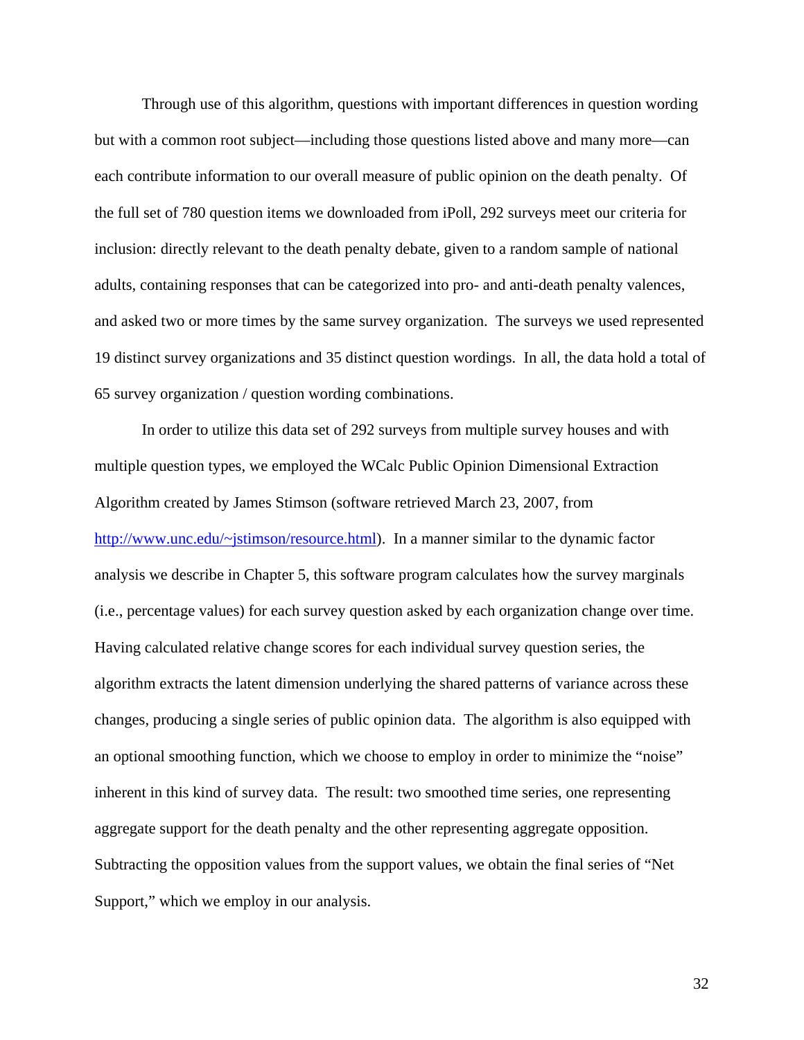Through use of this algorithm, questions with important differences in question wording but with a common root subject—including those questions listed above and many more—can each contribute information to our overall measure of public opinion on the death penalty. Of the full set of 780 question items we downloaded from iPoll, 292 surveys meet our criteria for inclusion: directly relevant to the death penalty debate, given to a random sample of national adults, containing responses that can be categorized into pro- and anti-death penalty valences, and asked two or more times by the same survey organization. The surveys we used represented 19 distinct survey organizations and 35 distinct question wordings. In all, the data hold a total of 65 survey organization / question wording combinations.

In order to utilize this data set of 292 surveys from multiple survey houses and with multiple question types, we employed the WCalc Public Opinion Dimensional Extraction Algorithm created by James Stimson (software retrieved March 23, 2007, from http://www.unc.edu/~jstimson/resource.html). In a manner similar to the dynamic factor analysis we describe in Chapter 5, this software program calculates how the survey marginals (i.e., percentage values) for each survey question asked by each organization change over time. Having calculated relative change scores for each individual survey question series, the algorithm extracts the latent dimension underlying the shared patterns of variance across these changes, producing a single series of public opinion data. The algorithm is also equipped with an optional smoothing function, which we choose to employ in order to minimize the "noise" inherent in this kind of survey data. The result: two smoothed time series, one representing aggregate support for the death penalty and the other representing aggregate opposition. Subtracting the opposition values from the support values, we obtain the final series of "Net Support," which we employ in our analysis.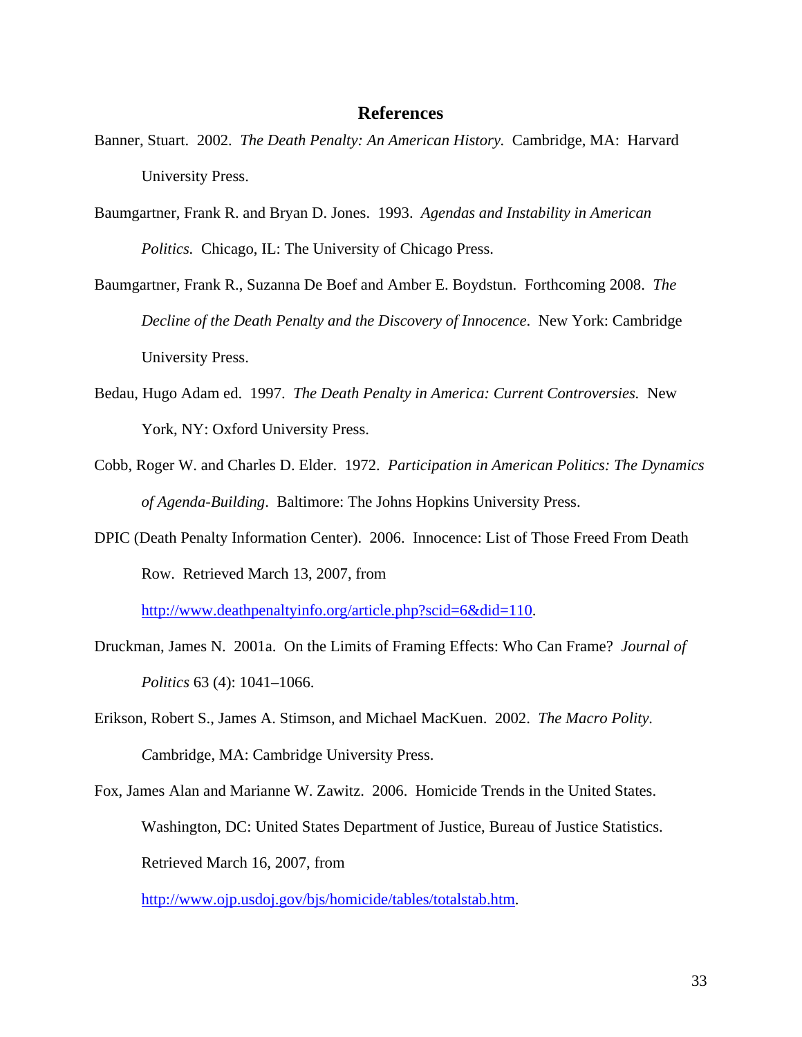# References

Banner, Stuart. 2002. *The Death Penalty: An American History.* Cambridge, MA: Harvard University Press.

Baumgartner, Frank R. and Bryan D. Jones. 1993. *Agendas and Instability in American Politics.* Chicago, IL: The University of Chicago Press.

Baumgartner, Frank R., Suzanna De Boef and Amber E. Boydstun. Forthcoming 2008. *The Decline of the Death Penalty and the Discovery of Innocence*. New York: Cambridge University Press.

Bedau, Hugo Adam ed. 1997. *The Death Penalty in America: Current Controversies.* New York, NY: Oxford University Press.

Cobb, Roger W. and Charles D. Elder. 1972. *Participation in American Politics: The Dynamics of Agenda-Building*. Baltimore: The Johns Hopkins University Press.

DPIC (Death Penalty Information Center). 2006. Innocence: List of Those Freed From Death Row. Retrieved March 13, 2007, from http://www.deathpenaltyinfo.org/article.php?scid=6&did=110.

Druckman, James N. 2001a. On the Limits of Framing Effects: Who Can Frame? *Journal of Politics* 63 (4): 1041–1066.

Erikson, Robert S., James A. Stimson, and Michael MacKuen. 2002. *The Macro Polity. C*ambridge, MA: Cambridge University Press.

Fox, James Alan and Marianne W. Zawitz. 2006. Homicide Trends in the United States. Washington, DC: United States Department of Justice, Bureau of Justice Statistics. Retrieved March 16, 2007, from http://www.ojp.usdoj.gov/bjs/homicide/tables/totalstab.htm.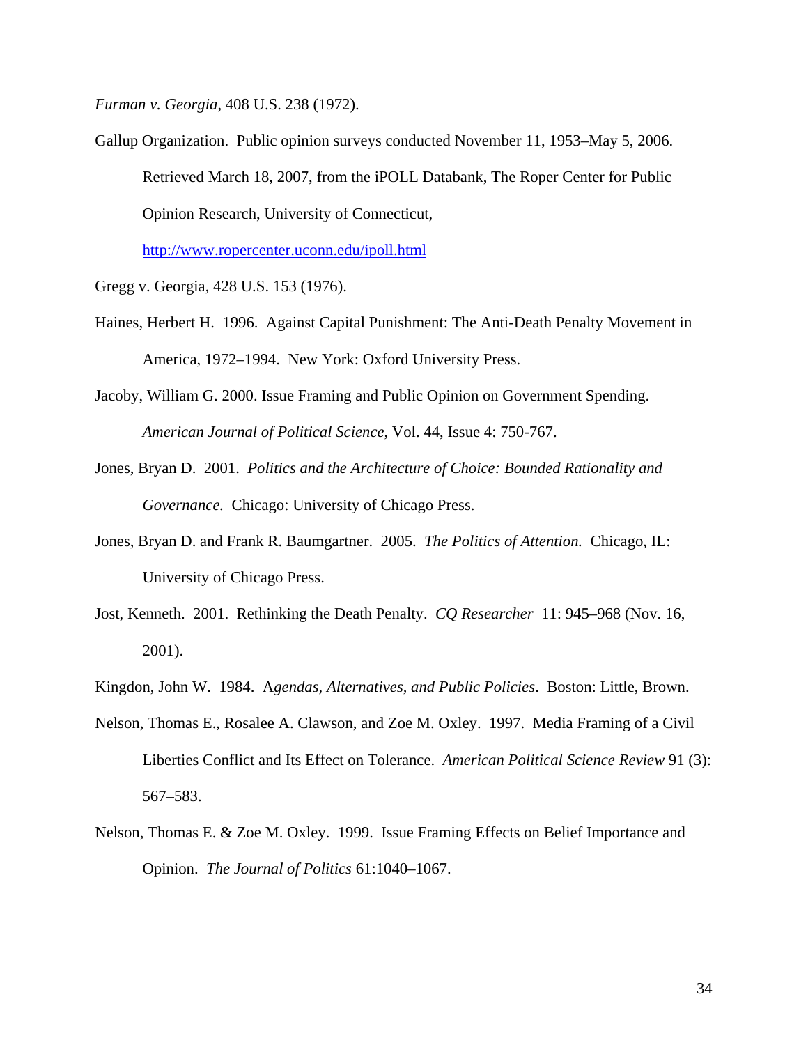*Furman v. Georgia*, 408 U.S. 238 (1972).

Gallup Organization. Public opinion surveys conducted November 11, 1953–May 5, 2006. Retrieved March 18, 2007, from the iPOLL Databank, The Roper Center for Public Opinion Research, University of Connecticut, http://www.ropercenter.uconn.edu/ipoll.html

Gregg v. Georgia, 428 U.S. 153 (1976).

Haines, Herbert H. 1996. Against Capital Punishment: The Anti-Death Penalty Movement in America, 1972–1994. New York: Oxford University Press.

Jacoby, William G. 2000. Issue Framing and Public Opinion on Government Spending. *American Journal of Political Science*, Vol. 44, Issue 4: 750-767.

Jones, Bryan D. 2001. *Politics and the Architecture of Choice: Bounded Rationality and Governance.* Chicago: University of Chicago Press.

Jones, Bryan D. and Frank R. Baumgartner. 2005. *The Politics of Attention.* Chicago, IL: University of Chicago Press.

Jost, Kenneth. 2001. Rethinking the Death Penalty. *CQ Researcher* 11: 945–968 (Nov. 16, 2001).

Kingdon, John W. 1984. A*gendas, Alternatives, and Public Policies*. Boston: Little, Brown.

Nelson, Thomas E., Rosalee A. Clawson, and Zoe M. Oxley. 1997. Media Framing of a Civil Liberties Conflict and Its Effect on Tolerance. *American Political Science Review* 91 (3): 567–583.

Nelson, Thomas E. & Zoe M. Oxley. 1999. Issue Framing Effects on Belief Importance and Opinion. *The Journal of Politics* 61:1040–1067.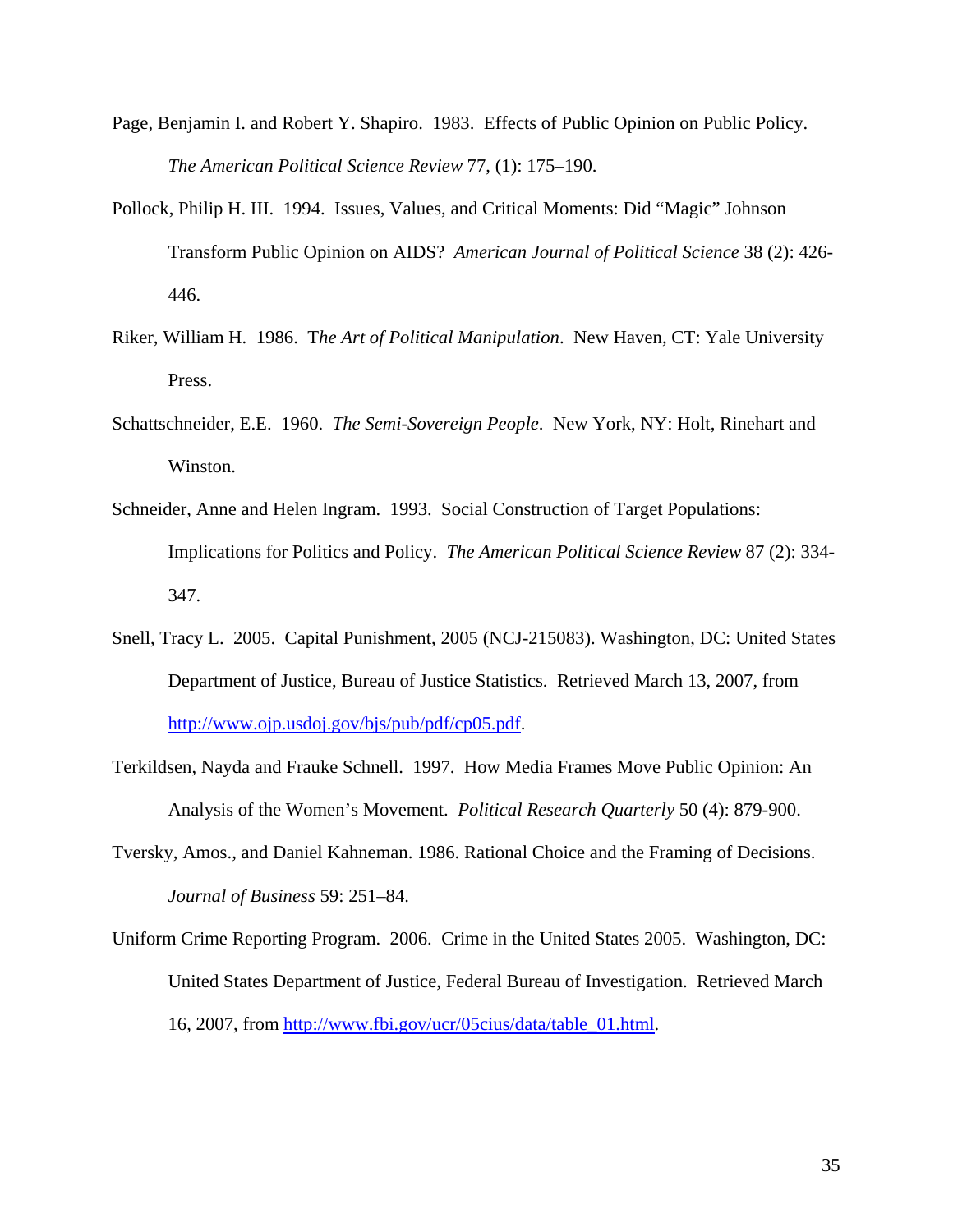Page, Benjamin I. and Robert Y. Shapiro. 1983. Effects of Public Opinion on Public Policy. *The American Political Science Review* 77, (1): 175–190.

Pollock, Philip H. III. 1994. Issues, Values, and Critical Moments: Did "Magic" Johnson Transform Public Opinion on AIDS? *American Journal of Political Science* 38 (2): 426-446.

Riker, William H. 1986. T*he Art of Political Manipulation*. New Haven, CT: Yale University Press.

Schattschneider, E.E. 1960. *The Semi-Sovereign People*. New York, NY: Holt, Rinehart and Winston.

Schneider, Anne and Helen Ingram. 1993. Social Construction of Target Populations: Implications for Politics and Policy. *The American Political Science Review* 87 (2): 334-347.

Snell, Tracy L. 2005. Capital Punishment, 2005 (NCJ-215083). Washington, DC: United States Department of Justice, Bureau of Justice Statistics. Retrieved March 13, 2007, from http://www.ojp.usdoj.gov/bjs/pub/pdf/cp05.pdf.

Terkildsen, Nayda and Frauke Schnell. 1997. How Media Frames Move Public Opinion: An Analysis of the Women's Movement. *Political Research Quarterly* 50 (4): 879-900.

Tversky, Amos., and Daniel Kahneman. 1986. Rational Choice and the Framing of Decisions. *Journal of Business* 59: 251–84.

Uniform Crime Reporting Program. 2006. Crime in the United States 2005. Washington, DC: United States Department of Justice, Federal Bureau of Investigation. Retrieved March 16, 2007, from http://www.fbi.gov/ucr/05cius/data/table_01.html.